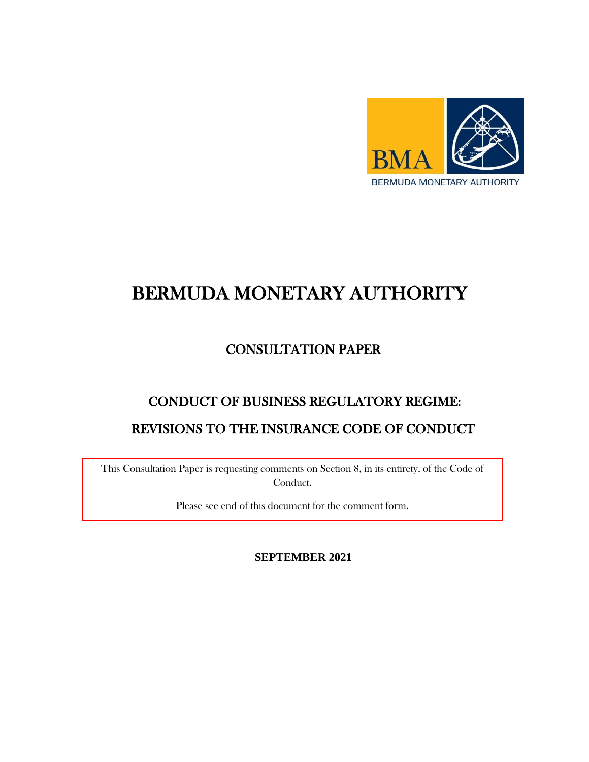BMA

BERMUDA MONETARY AUTHORITY

# BERMUDA MONETARY AUTHORITY

## CONSULTATION PAPER

## CONDUCT OF BUSINESS REGULATORY REGIME:

## REVISIONS TO THE INSURANCE CODE OF CONDUCT

This Consultation Paper is requesting comments on Section 8, in its entirety, of the Code of Conduct.

Please see end of this document for the comment form.

**SEPTEMBER 2021**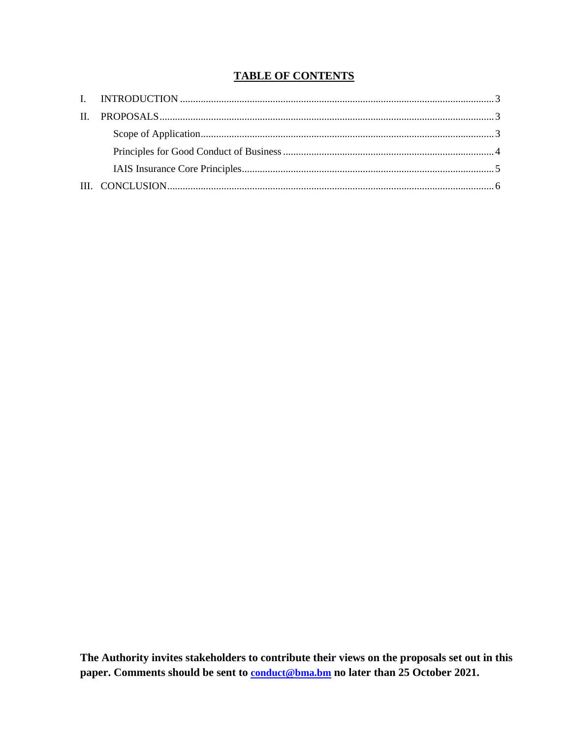## TABLE OF CONTENTS

I. INTRODUCTION ..... 3

II. PROPOSALS ..... 3

- Scope of Application ..... 3
- Principles for Good Conduct of Business ..... 4
- IAIS Insurance Core Principles ..... 5

III. CONCLUSION ..... 6

**The Authority invites stakeholders to contribute their views on the proposals set out in this paper. Comments should be sent to conduct@bma.bm no later than 25 October 2021.**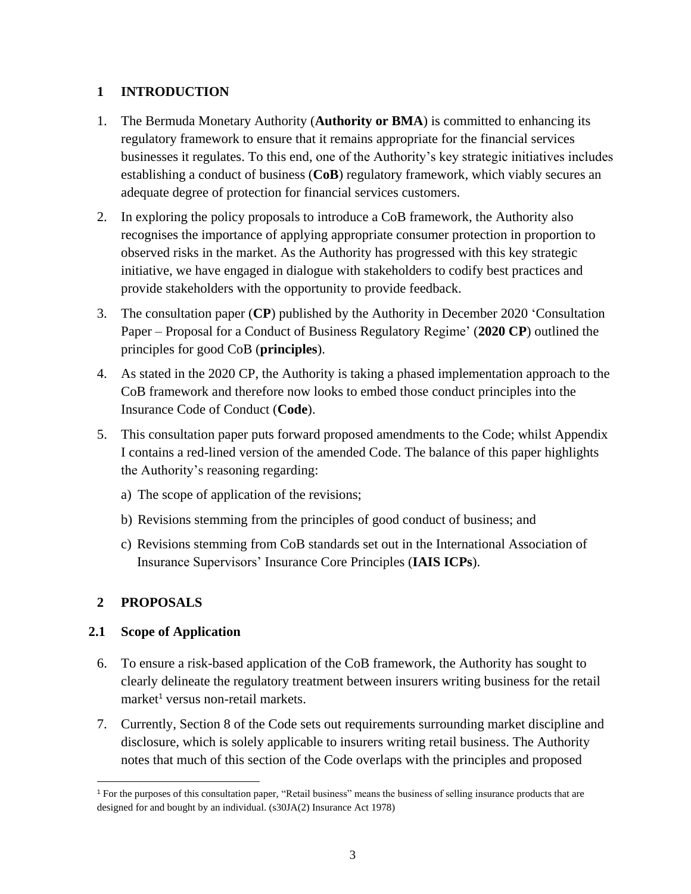# 1 INTRODUCTION

1. The Bermuda Monetary Authority (**Authority or BMA**) is committed to enhancing its regulatory framework to ensure that it remains appropriate for the financial services businesses it regulates. To this end, one of the Authority's key strategic initiatives includes establishing a conduct of business (**CoB**) regulatory framework, which viably secures an adequate degree of protection for financial services customers.

2. In exploring the policy proposals to introduce a CoB framework, the Authority also recognises the importance of applying appropriate consumer protection in proportion to observed risks in the market. As the Authority has progressed with this key strategic initiative, we have engaged in dialogue with stakeholders to codify best practices and provide stakeholders with the opportunity to provide feedback.

3. The consultation paper (**CP**) published by the Authority in December 2020 'Consultation Paper – Proposal for a Conduct of Business Regulatory Regime' (**2020 CP**) outlined the principles for good CoB (**principles**).

4. As stated in the 2020 CP, the Authority is taking a phased implementation approach to the CoB framework and therefore now looks to embed those conduct principles into the Insurance Code of Conduct (**Code**).

5. This consultation paper puts forward proposed amendments to the Code; whilst Appendix I contains a red-lined version of the amended Code. The balance of this paper highlights the Authority's reasoning regarding:

   a) The scope of application of the revisions;

   b) Revisions stemming from the principles of good conduct of business; and

   c) Revisions stemming from CoB standards set out in the International Association of Insurance Supervisors' Insurance Core Principles (**IAIS ICPs**).

# 2 PROPOSALS

## 2.1 Scope of Application

6. To ensure a risk-based application of the CoB framework, the Authority has sought to clearly delineate the regulatory treatment between insurers writing business for the retail market[1] versus non-retail markets.

7. Currently, Section 8 of the Code sets out requirements surrounding market discipline and disclosure, which is solely applicable to insurers writing retail business. The Authority notes that much of this section of the Code overlaps with the principles and proposed

[1] For the purposes of this consultation paper, "Retail business" means the business of selling insurance products that are designed for and bought by an individual. (s30JA(2) Insurance Act 1978)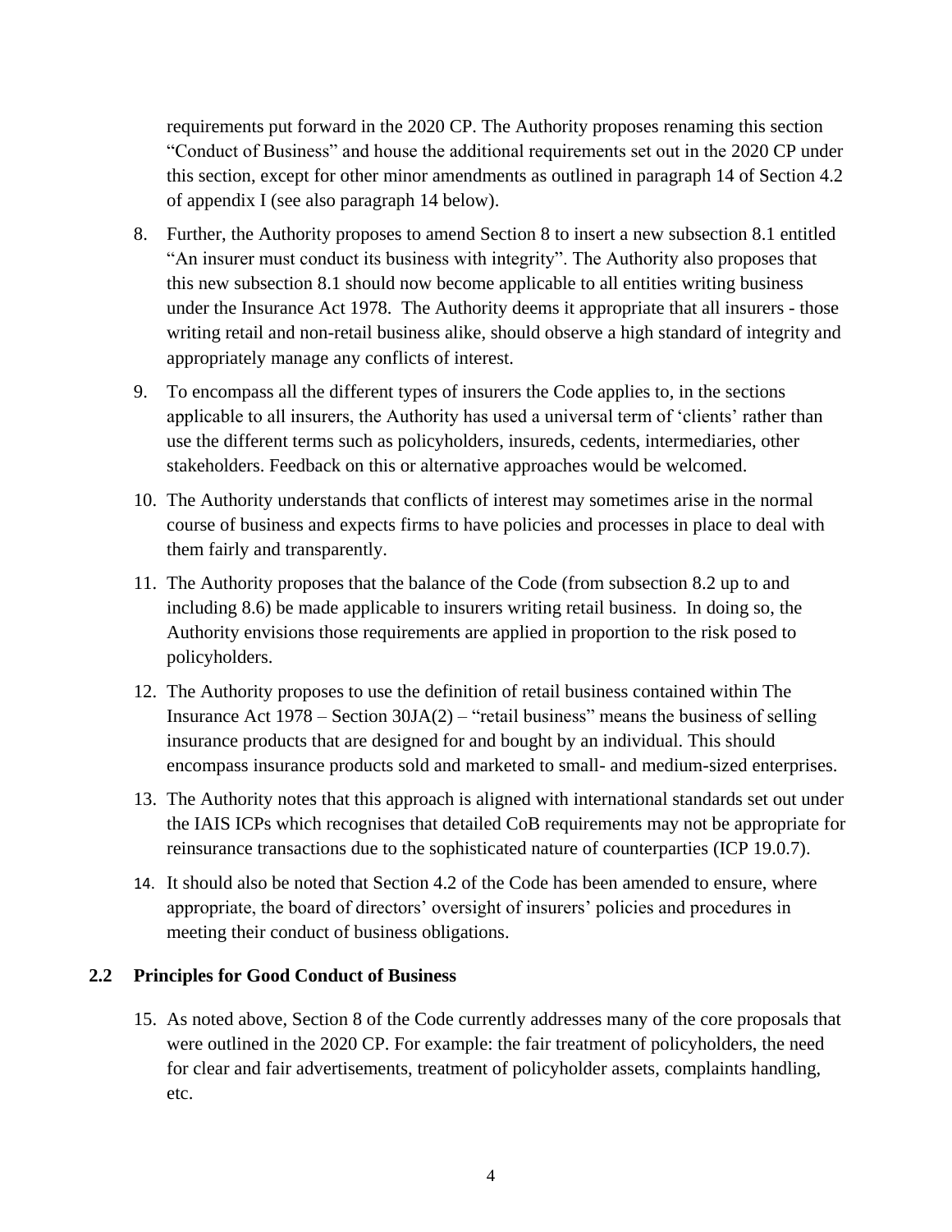requirements put forward in the 2020 CP. The Authority proposes renaming this section "Conduct of Business" and house the additional requirements set out in the 2020 CP under this section, except for other minor amendments as outlined in paragraph 14 of Section 4.2 of appendix I (see also paragraph 14 below).

8. Further, the Authority proposes to amend Section 8 to insert a new subsection 8.1 entitled "An insurer must conduct its business with integrity". The Authority also proposes that this new subsection 8.1 should now become applicable to all entities writing business under the Insurance Act 1978. The Authority deems it appropriate that all insurers - those writing retail and non-retail business alike, should observe a high standard of integrity and appropriately manage any conflicts of interest.
9. To encompass all the different types of insurers the Code applies to, in the sections applicable to all insurers, the Authority has used a universal term of 'clients' rather than use the different terms such as policyholders, insureds, cedents, intermediaries, other stakeholders. Feedback on this or alternative approaches would be welcomed.
10. The Authority understands that conflicts of interest may sometimes arise in the normal course of business and expects firms to have policies and processes in place to deal with them fairly and transparently.
11. The Authority proposes that the balance of the Code (from subsection 8.2 up to and including 8.6) be made applicable to insurers writing retail business. In doing so, the Authority envisions those requirements are applied in proportion to the risk posed to policyholders.
12. The Authority proposes to use the definition of retail business contained within The Insurance Act 1978 – Section 30JA(2) – "retail business" means the business of selling insurance products that are designed for and bought by an individual. This should encompass insurance products sold and marketed to small- and medium-sized enterprises.
13. The Authority notes that this approach is aligned with international standards set out under the IAIS ICPs which recognises that detailed CoB requirements may not be appropriate for reinsurance transactions due to the sophisticated nature of counterparties (ICP 19.0.7).
14. It should also be noted that Section 4.2 of the Code has been amended to ensure, where appropriate, the board of directors' oversight of insurers' policies and procedures in meeting their conduct of business obligations.

## 2.2 Principles for Good Conduct of Business

15. As noted above, Section 8 of the Code currently addresses many of the core proposals that were outlined in the 2020 CP. For example: the fair treatment of policyholders, the need for clear and fair advertisements, treatment of policyholder assets, complaints handling, etc.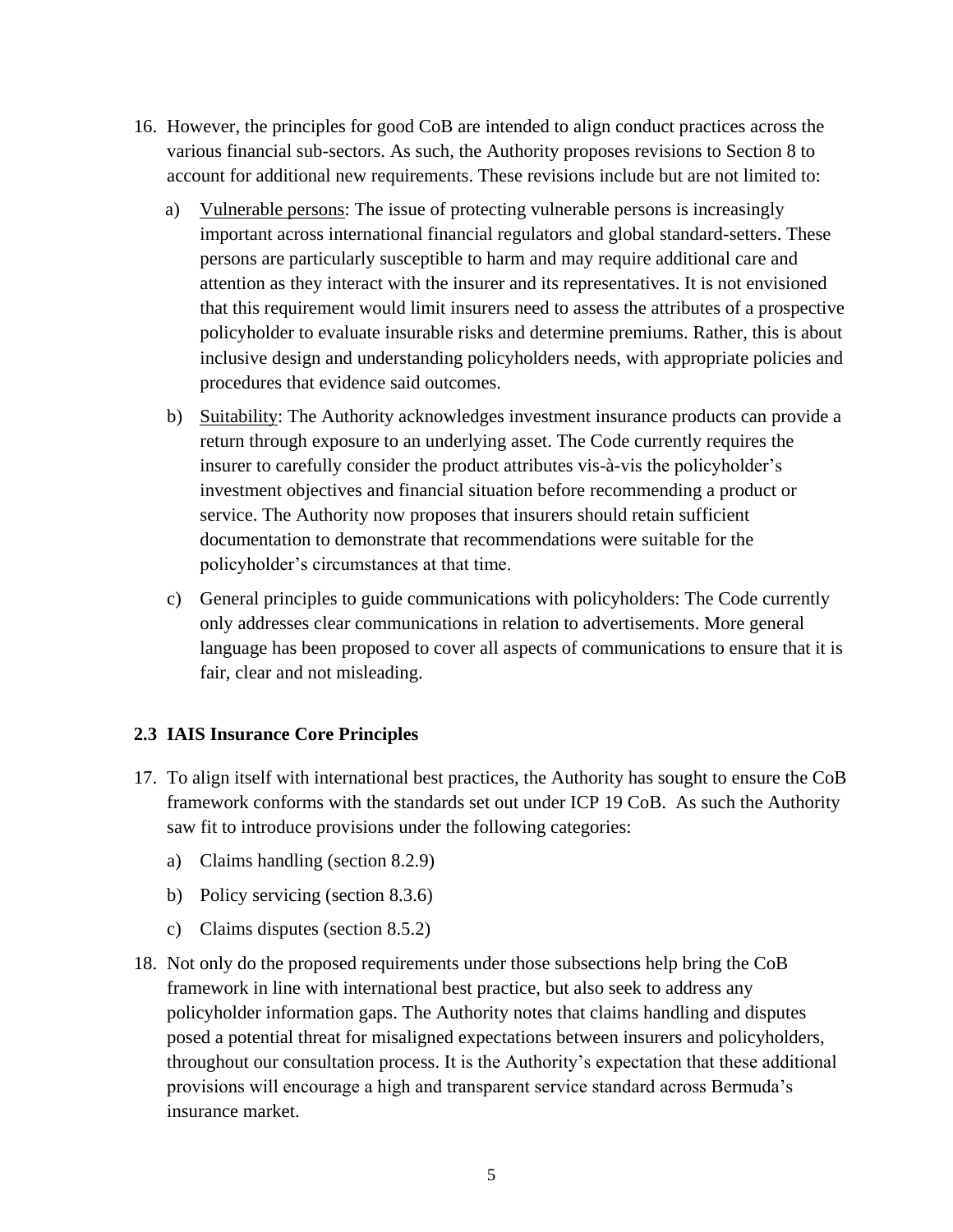16. However, the principles for good CoB are intended to align conduct practices across the various financial sub-sectors. As such, the Authority proposes revisions to Section 8 to account for additional new requirements. These revisions include but are not limited to:

    a) Vulnerable persons: The issue of protecting vulnerable persons is increasingly important across international financial regulators and global standard-setters. These persons are particularly susceptible to harm and may require additional care and attention as they interact with the insurer and its representatives. It is not envisioned that this requirement would limit insurers need to assess the attributes of a prospective policyholder to evaluate insurable risks and determine premiums. Rather, this is about inclusive design and understanding policyholders needs, with appropriate policies and procedures that evidence said outcomes.

    b) Suitability: The Authority acknowledges investment insurance products can provide a return through exposure to an underlying asset. The Code currently requires the insurer to carefully consider the product attributes vis-à-vis the policyholder's investment objectives and financial situation before recommending a product or service. The Authority now proposes that insurers should retain sufficient documentation to demonstrate that recommendations were suitable for the policyholder's circumstances at that time.

    c) General principles to guide communications with policyholders: The Code currently only addresses clear communications in relation to advertisements. More general language has been proposed to cover all aspects of communications to ensure that it is fair, clear and not misleading.

### 2.3 IAIS Insurance Core Principles

17. To align itself with international best practices, the Authority has sought to ensure the CoB framework conforms with the standards set out under ICP 19 CoB. As such the Authority saw fit to introduce provisions under the following categories:

    a) Claims handling (section 8.2.9)

    b) Policy servicing (section 8.3.6)

    c) Claims disputes (section 8.5.2)

18. Not only do the proposed requirements under those subsections help bring the CoB framework in line with international best practice, but also seek to address any policyholder information gaps. The Authority notes that claims handling and disputes posed a potential threat for misaligned expectations between insurers and policyholders, throughout our consultation process. It is the Authority's expectation that these additional provisions will encourage a high and transparent service standard across Bermuda's insurance market.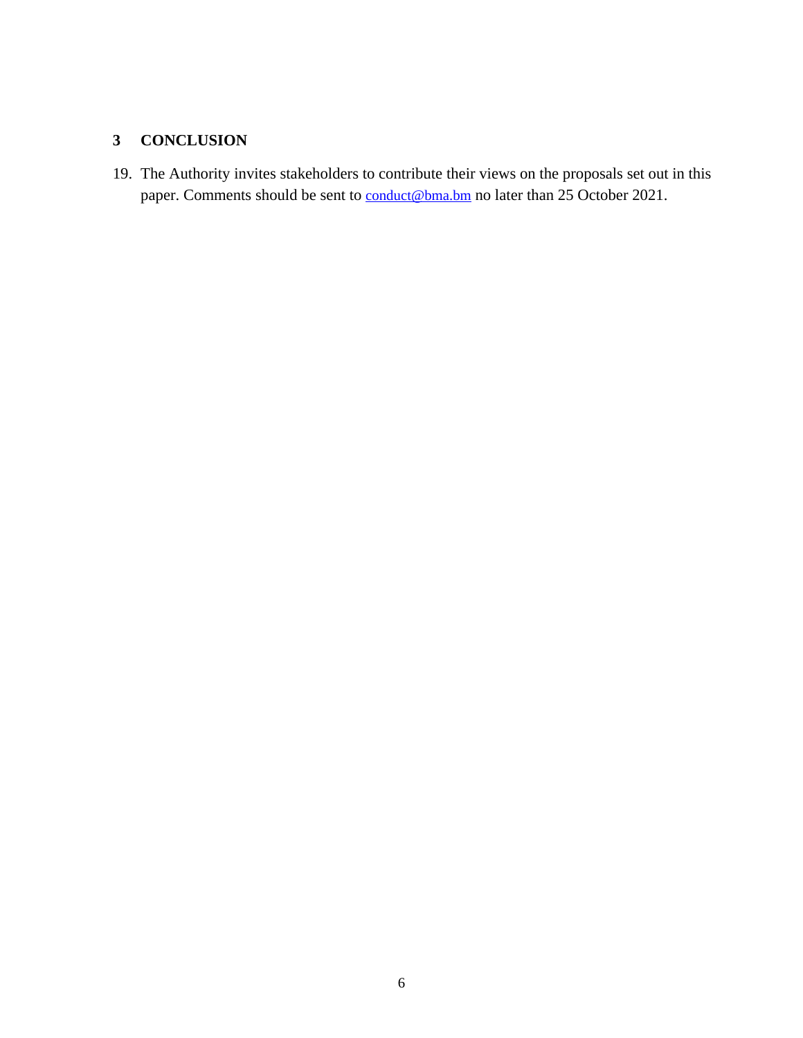## 3 CONCLUSION

19. The Authority invites stakeholders to contribute their views on the proposals set out in this paper. Comments should be sent to conduct@bma.bm no later than 25 October 2021.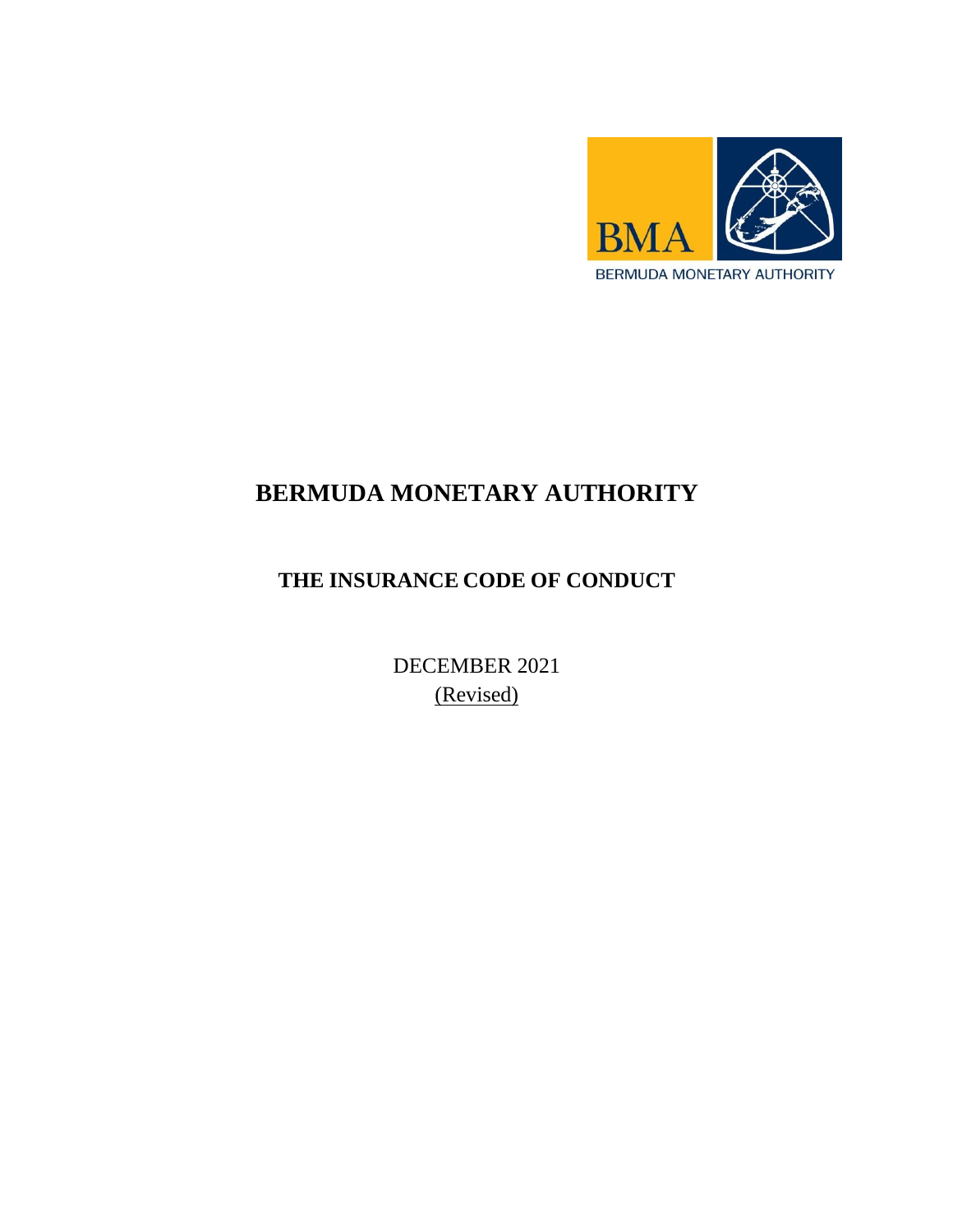# BERMUDA MONETARY AUTHORITY

## THE INSURANCE CODE OF CONDUCT

DECEMBER 2021

(Revised)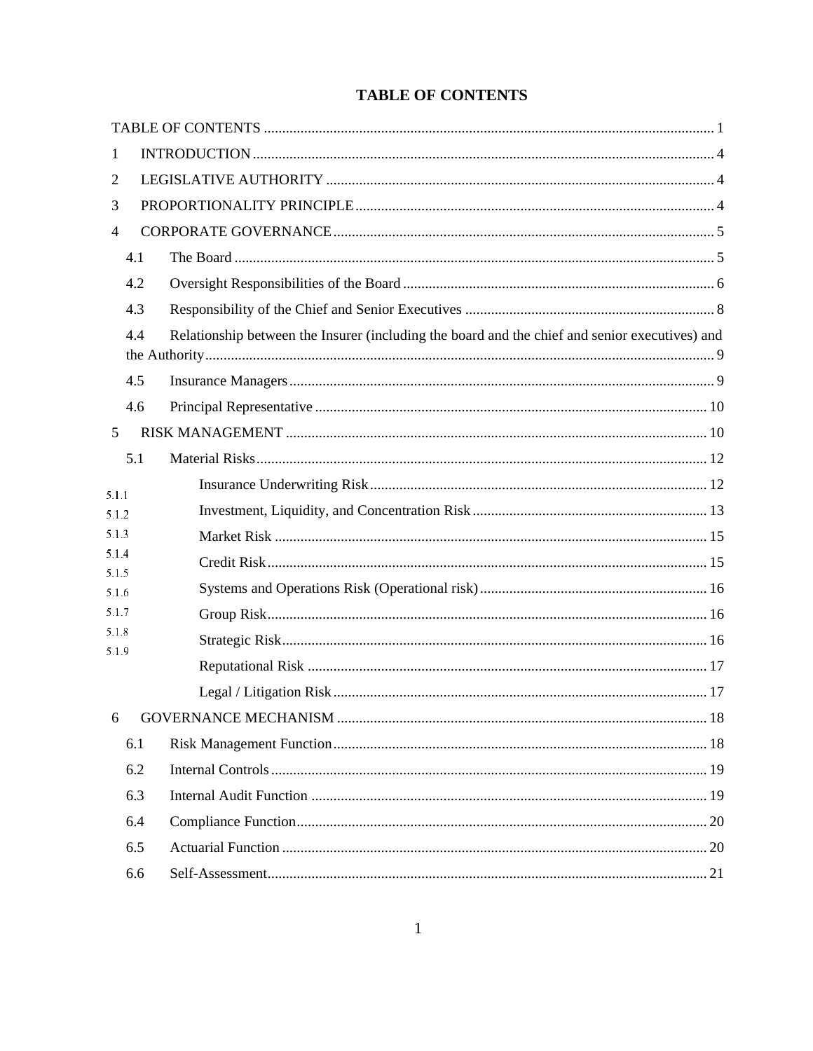# TABLE OF CONTENTS

TABLE OF CONTENTS ........................................................................................................................ 1

1 INTRODUCTION ............................................................................................................................ 4

2 LEGISLATIVE AUTHORITY ......................................................................................................... 4

3 PROPORTIONALITY PRINCIPLE ................................................................................................ 4

4 CORPORATE GOVERNANCE ...................................................................................................... 5

- 4.1 The Board ................................................................................................................................ 5
- 4.2 Oversight Responsibilities of the Board ................................................................................... 6
- 4.3 Responsibility of the Chief and Senior Executives ................................................................... 8
- 4.4 Relationship between the Insurer (including the board and the chief and senior executives) and the Authority ......................................................................................................................... 9
- 4.5 Insurance Managers ................................................................................................................. 9
- 4.6 Principal Representative ......................................................................................................... 10

5 RISK MANAGEMENT ................................................................................................................. 10

- 5.1 Material Risks .......................................................................................................................... 12
  - 5.1.1 Insurance Underwriting Risk ........................................................................................... 12
  - 5.1.2 Investment, Liquidity, and Concentration Risk ............................................................... 13
  - 5.1.3 Market Risk ..................................................................................................................... 15
  - 5.1.4 Credit Risk ....................................................................................................................... 15
  - 5.1.5 Systems and Operations Risk (Operational risk) ............................................................ 16
  - 5.1.6 Group Risk ....................................................................................................................... 16
  - 5.1.7 Strategic Risk ................................................................................................................... 16
  - 5.1.8 Reputational Risk ............................................................................................................ 17
  - 5.1.9 Legal / Litigation Risk ..................................................................................................... 17

6 GOVERNANCE MECHANISM ................................................................................................... 18

- 6.1 Risk Management Function .................................................................................................... 18
- 6.2 Internal Controls ...................................................................................................................... 19
- 6.3 Internal Audit Function ........................................................................................................... 19
- 6.4 Compliance Function ............................................................................................................... 20
- 6.5 Actuarial Function ................................................................................................................... 20
- 6.6 Self-Assessment ....................................................................................................................... 21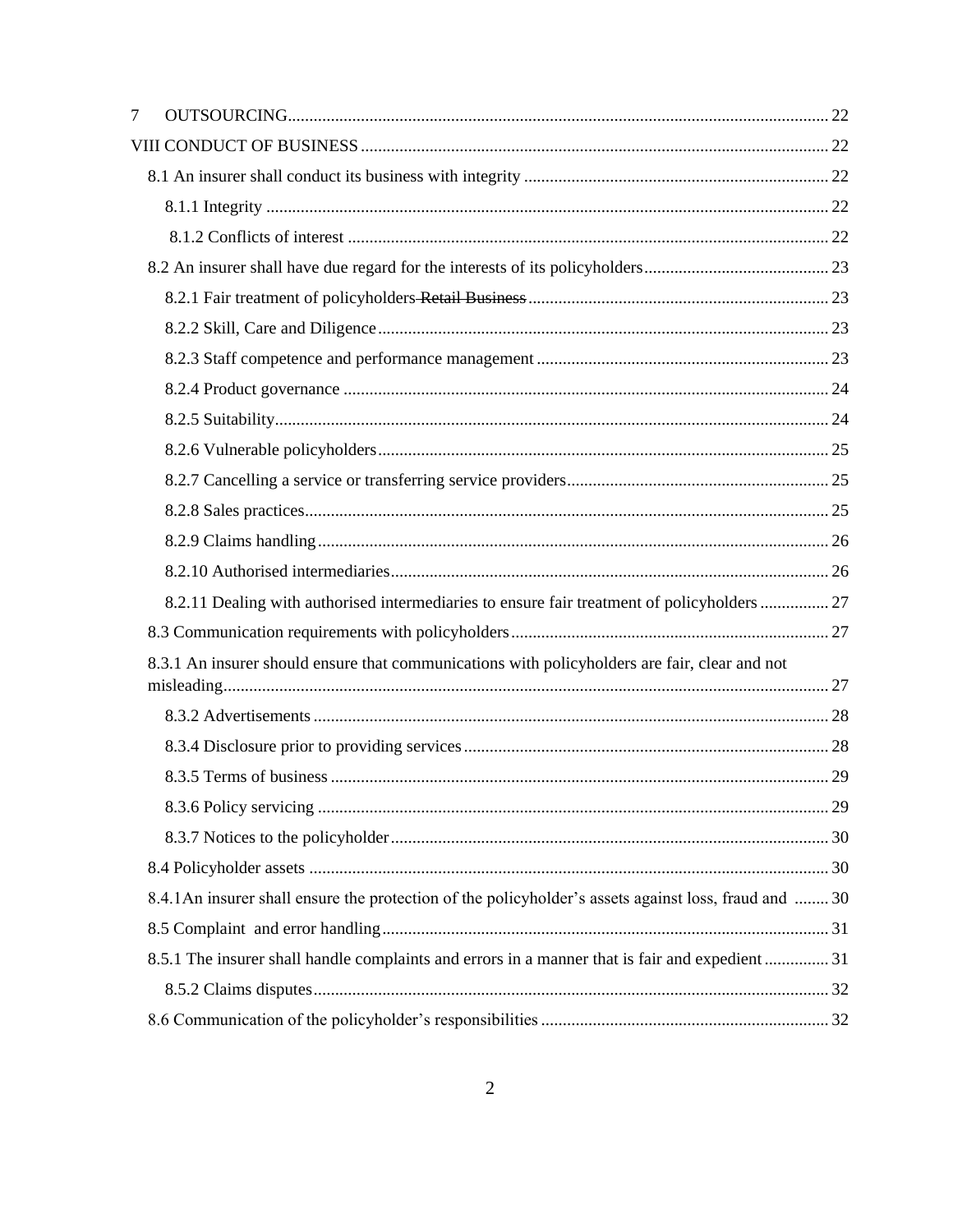7 OUTSOURCING ........ 22

VIII CONDUCT OF BUSINESS ........ 22

8.1 An insurer shall conduct its business with integrity ........ 22

8.1.1 Integrity ........ 22

8.1.2 Conflicts of interest ........ 22

8.2 An insurer shall have due regard for the interests of its policyholders ........ 23

8.2.1 Fair treatment of policyholders ~~Retail Business~~ ........ 23

8.2.2 Skill, Care and Diligence ........ 23

8.2.3 Staff competence and performance management ........ 23

8.2.4 Product governance ........ 24

8.2.5 Suitability ........ 24

8.2.6 Vulnerable policyholders ........ 25

8.2.7 Cancelling a service or transferring service providers ........ 25

8.2.8 Sales practices ........ 25

8.2.9 Claims handling ........ 26

8.2.10 Authorised intermediaries ........ 26

8.2.11 Dealing with authorised intermediaries to ensure fair treatment of policyholders ........ 27

8.3 Communication requirements with policyholders ........ 27

8.3.1 An insurer should ensure that communications with policyholders are fair, clear and not misleading ........ 27

8.3.2 Advertisements ........ 28

8.3.4 Disclosure prior to providing services ........ 28

8.3.5 Terms of business ........ 29

8.3.6 Policy servicing ........ 29

8.3.7 Notices to the policyholder ........ 30

8.4 Policyholder assets ........ 30

8.4.1An insurer shall ensure the protection of the policyholder's assets against loss, fraud and ........ 30

8.5 Complaint and error handling ........ 31

8.5.1 The insurer shall handle complaints and errors in a manner that is fair and expedient ........ 31

8.5.2 Claims disputes ........ 32

8.6 Communication of the policyholder's responsibilities ........ 32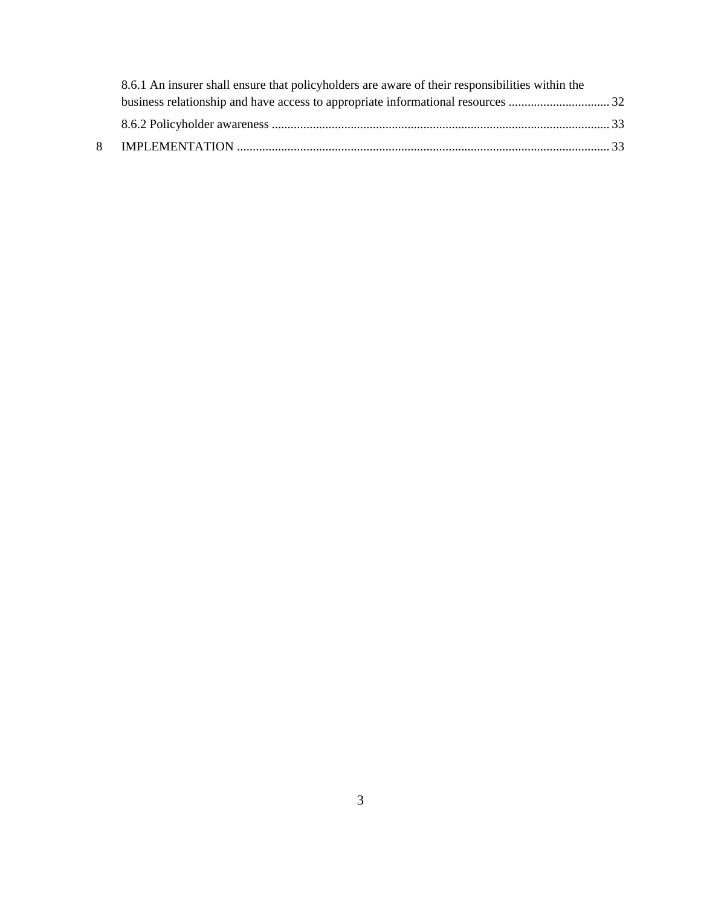8.6.1 An insurer shall ensure that policyholders are aware of their responsibilities within the business relationship and have access to appropriate informational resources ................................ 32

8.6.2 Policyholder awareness ........................................................................................................... 33

8 IMPLEMENTATION ...................................................................................................................... 33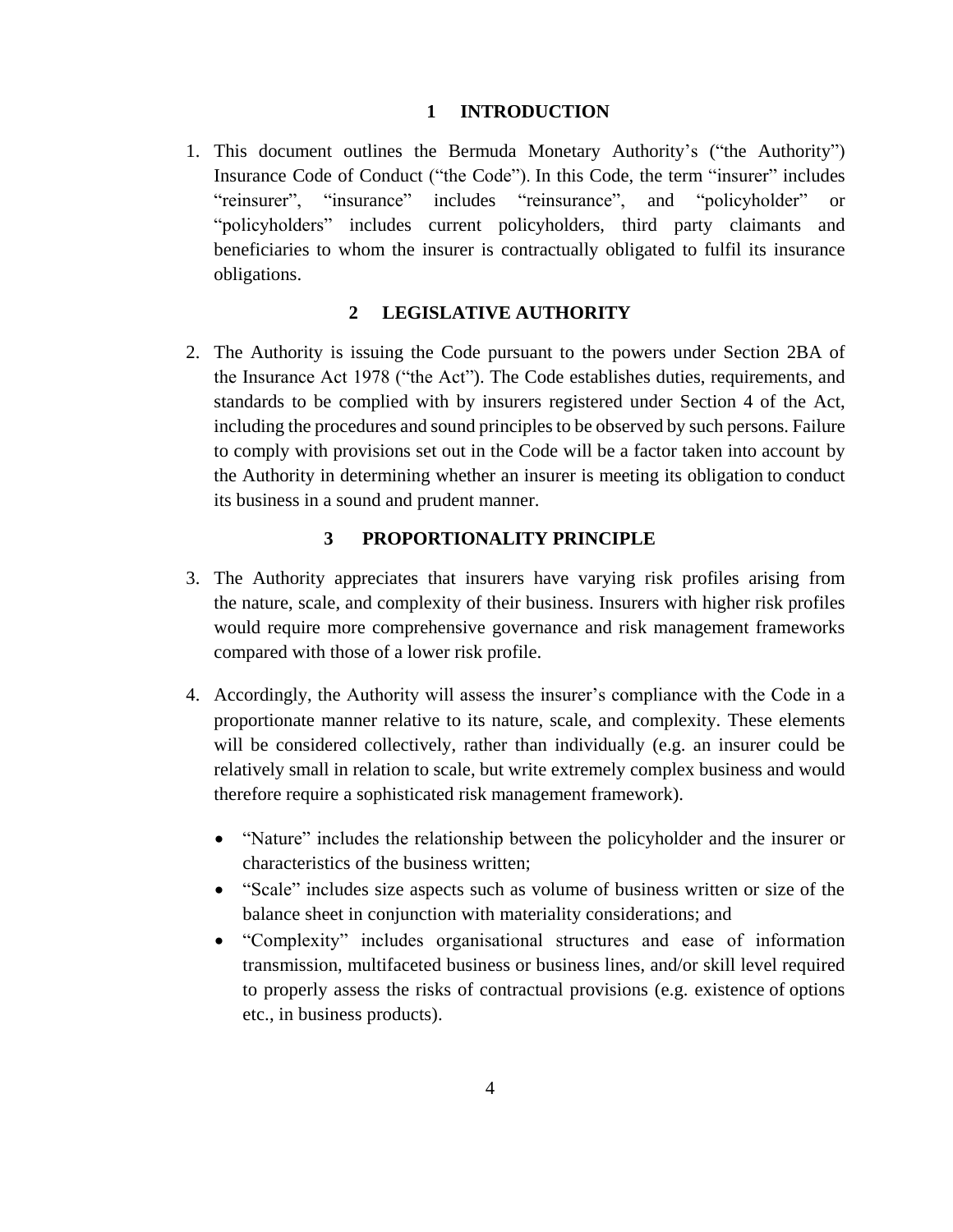## 1 INTRODUCTION

1. This document outlines the Bermuda Monetary Authority's ("the Authority") Insurance Code of Conduct ("the Code"). In this Code, the term "insurer" includes "reinsurer", "insurance" includes "reinsurance", and "policyholder" or "policyholders" includes current policyholders, third party claimants and beneficiaries to whom the insurer is contractually obligated to fulfil its insurance obligations.

## 2 LEGISLATIVE AUTHORITY

2. The Authority is issuing the Code pursuant to the powers under Section 2BA of the Insurance Act 1978 ("the Act"). The Code establishes duties, requirements, and standards to be complied with by insurers registered under Section 4 of the Act, including the procedures and sound principles to be observed by such persons. Failure to comply with provisions set out in the Code will be a factor taken into account by the Authority in determining whether an insurer is meeting its obligation to conduct its business in a sound and prudent manner.

## 3 PROPORTIONALITY PRINCIPLE

3. The Authority appreciates that insurers have varying risk profiles arising from the nature, scale, and complexity of their business. Insurers with higher risk profiles would require more comprehensive governance and risk management frameworks compared with those of a lower risk profile.

4. Accordingly, the Authority will assess the insurer's compliance with the Code in a proportionate manner relative to its nature, scale, and complexity. These elements will be considered collectively, rather than individually (e.g. an insurer could be relatively small in relation to scale, but write extremely complex business and would therefore require a sophisticated risk management framework).

   - "Nature" includes the relationship between the policyholder and the insurer or characteristics of the business written;
   - "Scale" includes size aspects such as volume of business written or size of the balance sheet in conjunction with materiality considerations; and
   - "Complexity" includes organisational structures and ease of information transmission, multifaceted business or business lines, and/or skill level required to properly assess the risks of contractual provisions (e.g. existence of options etc., in business products).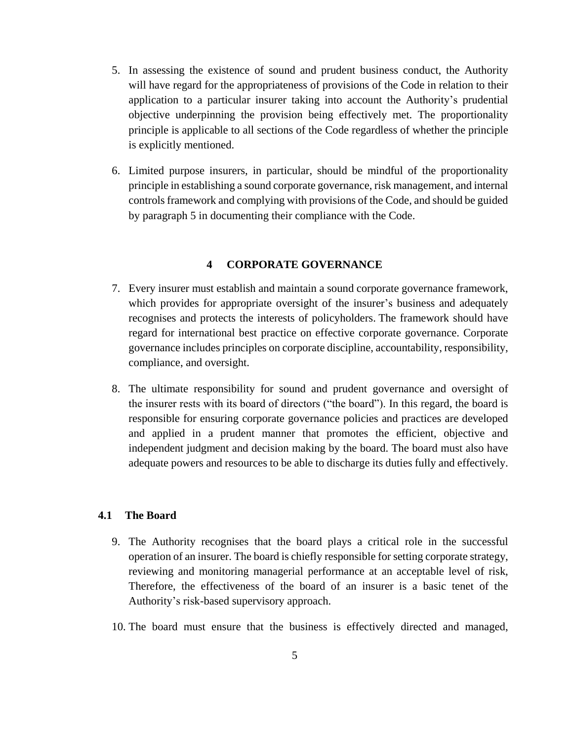5. In assessing the existence of sound and prudent business conduct, the Authority will have regard for the appropriateness of provisions of the Code in relation to their application to a particular insurer taking into account the Authority's prudential objective underpinning the provision being effectively met. The proportionality principle is applicable to all sections of the Code regardless of whether the principle is explicitly mentioned.

6. Limited purpose insurers, in particular, should be mindful of the proportionality principle in establishing a sound corporate governance, risk management, and internal controls framework and complying with provisions of the Code, and should be guided by paragraph 5 in documenting their compliance with the Code.

## 4 CORPORATE GOVERNANCE

7. Every insurer must establish and maintain a sound corporate governance framework, which provides for appropriate oversight of the insurer's business and adequately recognises and protects the interests of policyholders. The framework should have regard for international best practice on effective corporate governance. Corporate governance includes principles on corporate discipline, accountability, responsibility, compliance, and oversight.

8. The ultimate responsibility for sound and prudent governance and oversight of the insurer rests with its board of directors ("the board"). In this regard, the board is responsible for ensuring corporate governance policies and practices are developed and applied in a prudent manner that promotes the efficient, objective and independent judgment and decision making by the board. The board must also have adequate powers and resources to be able to discharge its duties fully and effectively.

### 4.1 The Board

9. The Authority recognises that the board plays a critical role in the successful operation of an insurer. The board is chiefly responsible for setting corporate strategy, reviewing and monitoring managerial performance at an acceptable level of risk, Therefore, the effectiveness of the board of an insurer is a basic tenet of the Authority's risk-based supervisory approach.

10. The board must ensure that the business is effectively directed and managed,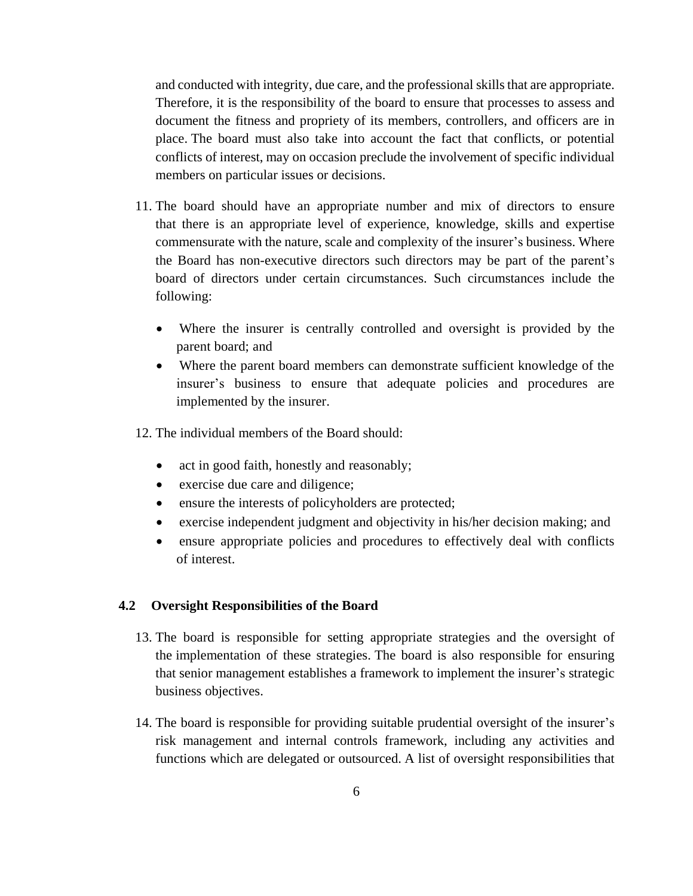and conducted with integrity, due care, and the professional skills that are appropriate. Therefore, it is the responsibility of the board to ensure that processes to assess and document the fitness and propriety of its members, controllers, and officers are in place. The board must also take into account the fact that conflicts, or potential conflicts of interest, may on occasion preclude the involvement of specific individual members on particular issues or decisions.

11. The board should have an appropriate number and mix of directors to ensure that there is an appropriate level of experience, knowledge, skills and expertise commensurate with the nature, scale and complexity of the insurer's business. Where the Board has non-executive directors such directors may be part of the parent's board of directors under certain circumstances. Such circumstances include the following:

    - Where the insurer is centrally controlled and oversight is provided by the parent board; and
    - Where the parent board members can demonstrate sufficient knowledge of the insurer's business to ensure that adequate policies and procedures are implemented by the insurer.

12. The individual members of the Board should:

    - act in good faith, honestly and reasonably;
    - exercise due care and diligence;
    - ensure the interests of policyholders are protected;
    - exercise independent judgment and objectivity in his/her decision making; and
    - ensure appropriate policies and procedures to effectively deal with conflicts of interest.

### 4.2 Oversight Responsibilities of the Board

13. The board is responsible for setting appropriate strategies and the oversight of the implementation of these strategies. The board is also responsible for ensuring that senior management establishes a framework to implement the insurer's strategic business objectives.

14. The board is responsible for providing suitable prudential oversight of the insurer's risk management and internal controls framework, including any activities and functions which are delegated or outsourced. A list of oversight responsibilities that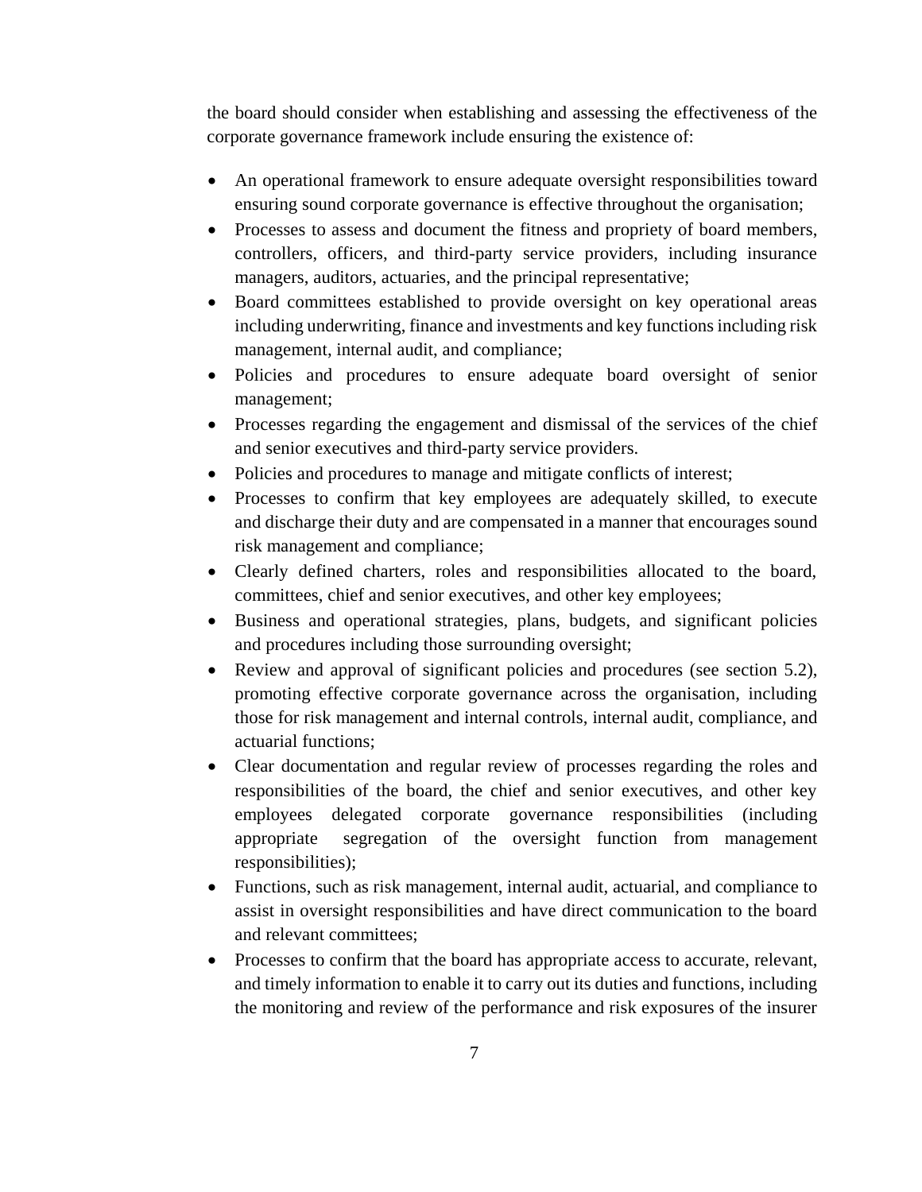the board should consider when establishing and assessing the effectiveness of the corporate governance framework include ensuring the existence of:

- An operational framework to ensure adequate oversight responsibilities toward ensuring sound corporate governance is effective throughout the organisation;
- Processes to assess and document the fitness and propriety of board members, controllers, officers, and third-party service providers, including insurance managers, auditors, actuaries, and the principal representative;
- Board committees established to provide oversight on key operational areas including underwriting, finance and investments and key functions including risk management, internal audit, and compliance;
- Policies and procedures to ensure adequate board oversight of senior management;
- Processes regarding the engagement and dismissal of the services of the chief and senior executives and third-party service providers.
- Policies and procedures to manage and mitigate conflicts of interest;
- Processes to confirm that key employees are adequately skilled, to execute and discharge their duty and are compensated in a manner that encourages sound risk management and compliance;
- Clearly defined charters, roles and responsibilities allocated to the board, committees, chief and senior executives, and other key employees;
- Business and operational strategies, plans, budgets, and significant policies and procedures including those surrounding oversight;
- Review and approval of significant policies and procedures (see section 5.2), promoting effective corporate governance across the organisation, including those for risk management and internal controls, internal audit, compliance, and actuarial functions;
- Clear documentation and regular review of processes regarding the roles and responsibilities of the board, the chief and senior executives, and other key employees delegated corporate governance responsibilities (including appropriate segregation of the oversight function from management responsibilities);
- Functions, such as risk management, internal audit, actuarial, and compliance to assist in oversight responsibilities and have direct communication to the board and relevant committees;
- Processes to confirm that the board has appropriate access to accurate, relevant, and timely information to enable it to carry out its duties and functions, including the monitoring and review of the performance and risk exposures of the insurer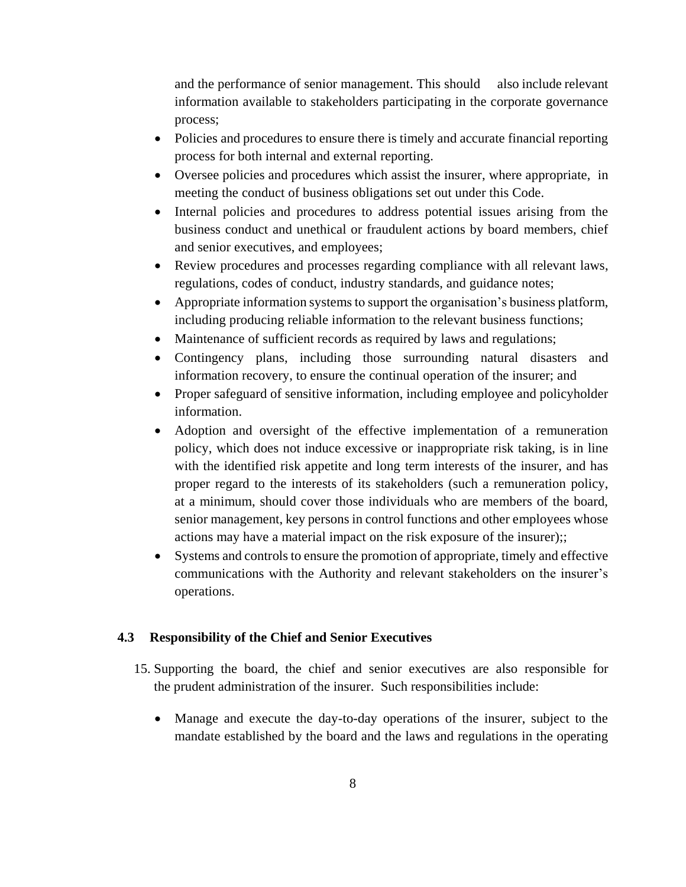and the performance of senior management. This should also include relevant information available to stakeholders participating in the corporate governance process;

- Policies and procedures to ensure there is timely and accurate financial reporting process for both internal and external reporting.
- Oversee policies and procedures which assist the insurer, where appropriate, in meeting the conduct of business obligations set out under this Code.
- Internal policies and procedures to address potential issues arising from the business conduct and unethical or fraudulent actions by board members, chief and senior executives, and employees;
- Review procedures and processes regarding compliance with all relevant laws, regulations, codes of conduct, industry standards, and guidance notes;
- Appropriate information systems to support the organisation's business platform, including producing reliable information to the relevant business functions;
- Maintenance of sufficient records as required by laws and regulations;
- Contingency plans, including those surrounding natural disasters and information recovery, to ensure the continual operation of the insurer; and
- Proper safeguard of sensitive information, including employee and policyholder information.
- Adoption and oversight of the effective implementation of a remuneration policy, which does not induce excessive or inappropriate risk taking, is in line with the identified risk appetite and long term interests of the insurer, and has proper regard to the interests of its stakeholders (such a remuneration policy, at a minimum, should cover those individuals who are members of the board, senior management, key persons in control functions and other employees whose actions may have a material impact on the risk exposure of the insurer);;
- Systems and controls to ensure the promotion of appropriate, timely and effective communications with the Authority and relevant stakeholders on the insurer's operations.

### 4.3 Responsibility of the Chief and Senior Executives

15. Supporting the board, the chief and senior executives are also responsible for the prudent administration of the insurer. Such responsibilities include:

    - Manage and execute the day-to-day operations of the insurer, subject to the mandate established by the board and the laws and regulations in the operating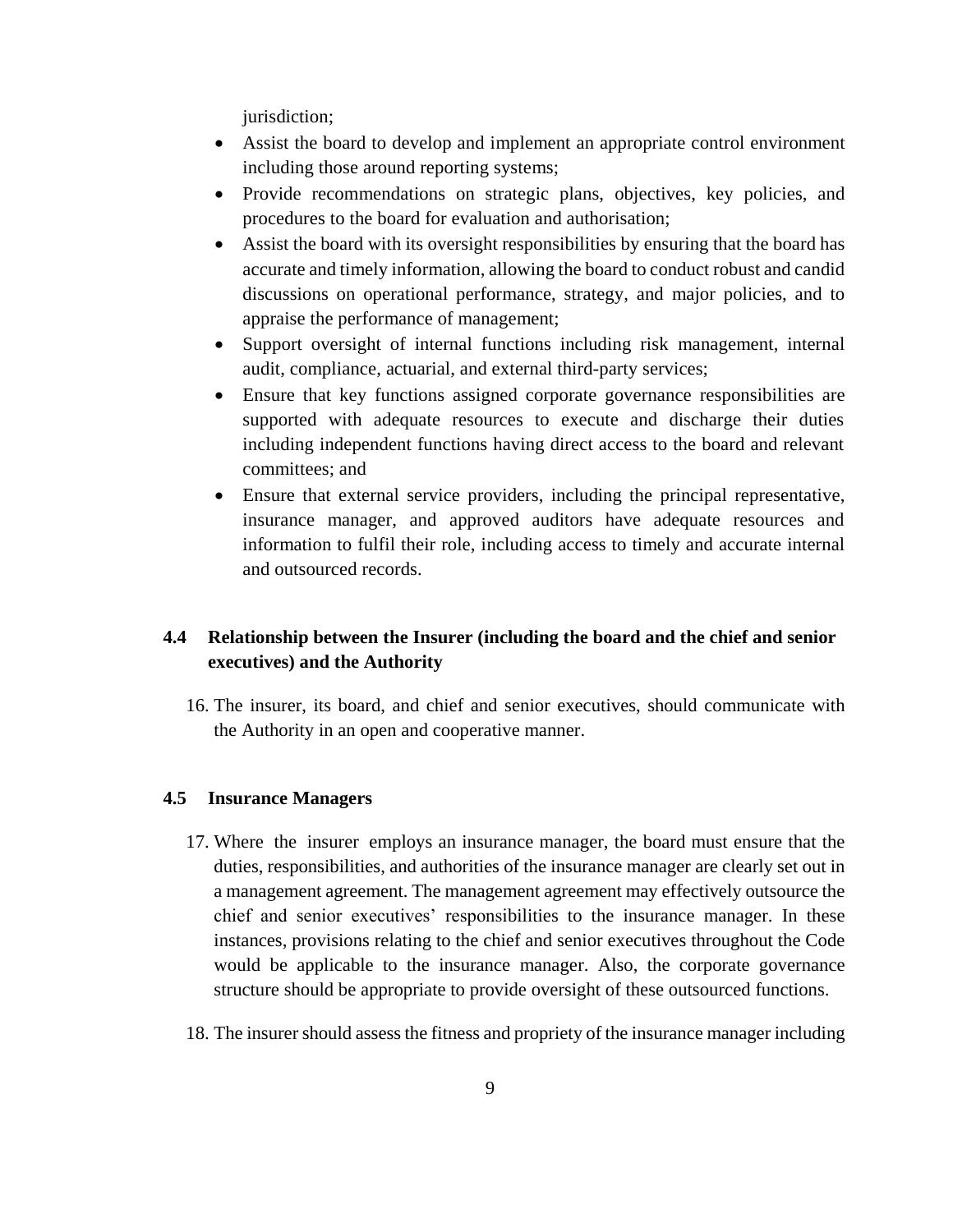jurisdiction;

- Assist the board to develop and implement an appropriate control environment including those around reporting systems;
- Provide recommendations on strategic plans, objectives, key policies, and procedures to the board for evaluation and authorisation;
- Assist the board with its oversight responsibilities by ensuring that the board has accurate and timely information, allowing the board to conduct robust and candid discussions on operational performance, strategy, and major policies, and to appraise the performance of management;
- Support oversight of internal functions including risk management, internal audit, compliance, actuarial, and external third-party services;
- Ensure that key functions assigned corporate governance responsibilities are supported with adequate resources to execute and discharge their duties including independent functions having direct access to the board and relevant committees; and
- Ensure that external service providers, including the principal representative, insurance manager, and approved auditors have adequate resources and information to fulfil their role, including access to timely and accurate internal and outsourced records.

### 4.4 Relationship between the Insurer (including the board and the chief and senior executives) and the Authority

16. The insurer, its board, and chief and senior executives, should communicate with the Authority in an open and cooperative manner.

### 4.5 Insurance Managers

17. Where the insurer employs an insurance manager, the board must ensure that the duties, responsibilities, and authorities of the insurance manager are clearly set out in a management agreement. The management agreement may effectively outsource the chief and senior executives' responsibilities to the insurance manager. In these instances, provisions relating to the chief and senior executives throughout the Code would be applicable to the insurance manager. Also, the corporate governance structure should be appropriate to provide oversight of these outsourced functions.

18. The insurer should assess the fitness and propriety of the insurance manager including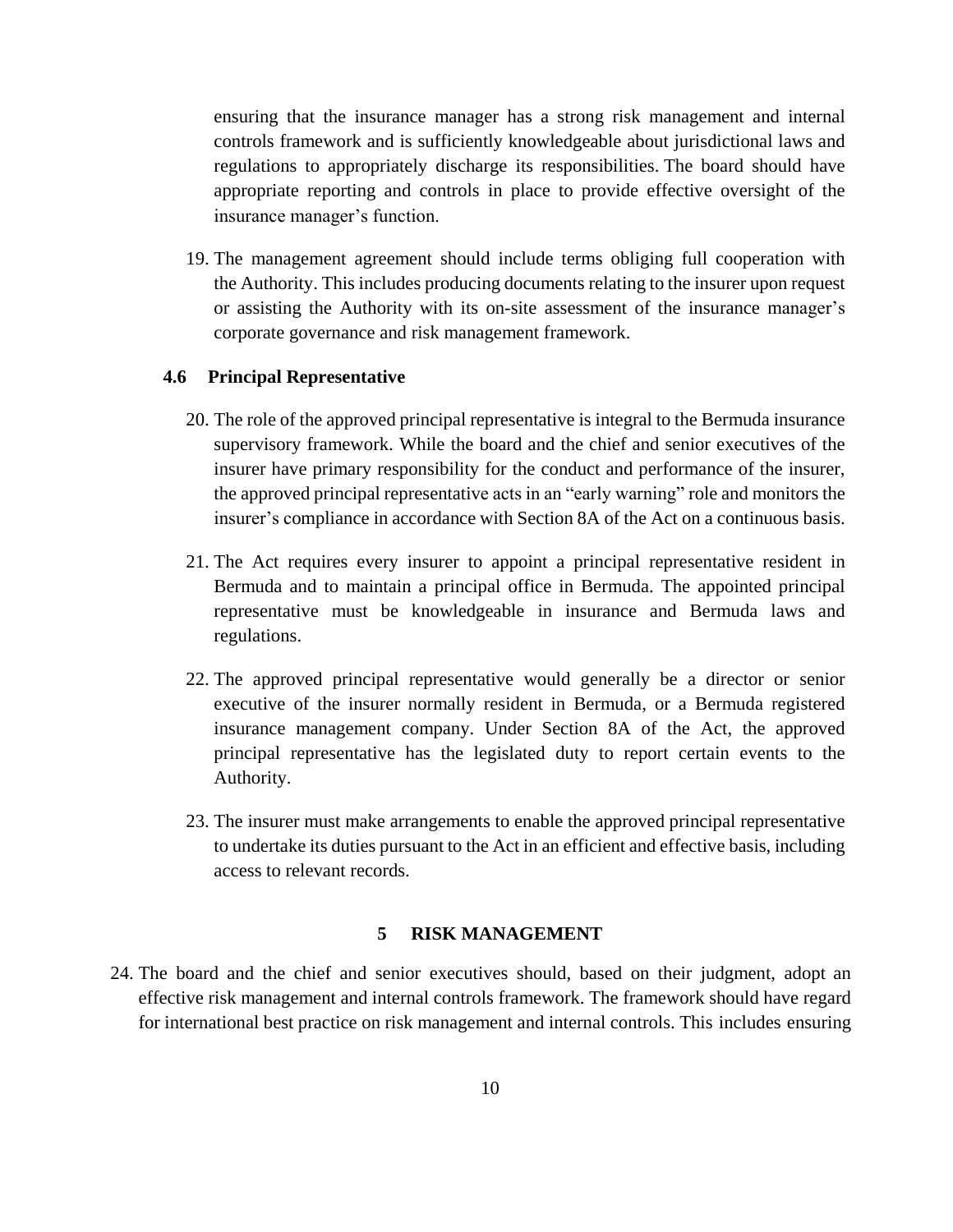ensuring that the insurance manager has a strong risk management and internal controls framework and is sufficiently knowledgeable about jurisdictional laws and regulations to appropriately discharge its responsibilities. The board should have appropriate reporting and controls in place to provide effective oversight of the insurance manager's function.

19. The management agreement should include terms obliging full cooperation with the Authority. This includes producing documents relating to the insurer upon request or assisting the Authority with its on-site assessment of the insurance manager's corporate governance and risk management framework.

### 4.6 Principal Representative

20. The role of the approved principal representative is integral to the Bermuda insurance supervisory framework. While the board and the chief and senior executives of the insurer have primary responsibility for the conduct and performance of the insurer, the approved principal representative acts in an "early warning" role and monitors the insurer's compliance in accordance with Section 8A of the Act on a continuous basis.

21. The Act requires every insurer to appoint a principal representative resident in Bermuda and to maintain a principal office in Bermuda. The appointed principal representative must be knowledgeable in insurance and Bermuda laws and regulations.

22. The approved principal representative would generally be a director or senior executive of the insurer normally resident in Bermuda, or a Bermuda registered insurance management company. Under Section 8A of the Act, the approved principal representative has the legislated duty to report certain events to the Authority.

23. The insurer must make arrangements to enable the approved principal representative to undertake its duties pursuant to the Act in an efficient and effective basis, including access to relevant records.

## 5 RISK MANAGEMENT

24. The board and the chief and senior executives should, based on their judgment, adopt an effective risk management and internal controls framework. The framework should have regard for international best practice on risk management and internal controls. This includes ensuring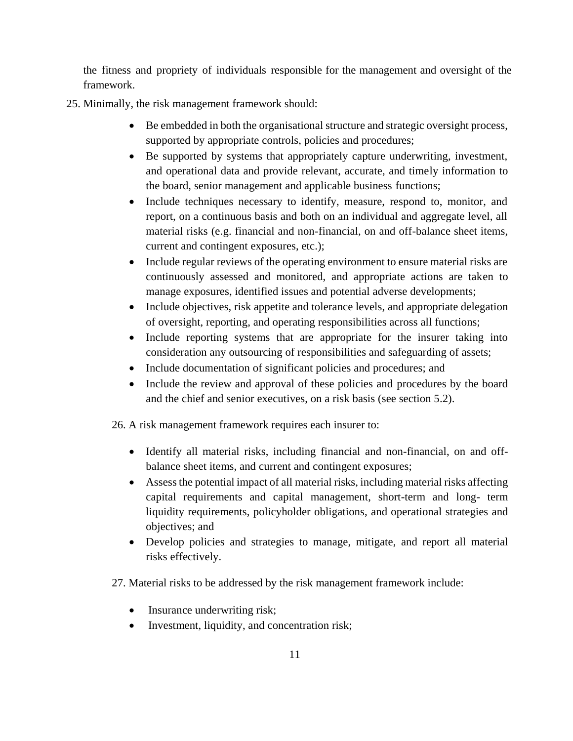the fitness and propriety of individuals responsible for the management and oversight of the framework.

25. Minimally, the risk management framework should:

- Be embedded in both the organisational structure and strategic oversight process, supported by appropriate controls, policies and procedures;
- Be supported by systems that appropriately capture underwriting, investment, and operational data and provide relevant, accurate, and timely information to the board, senior management and applicable business functions;
- Include techniques necessary to identify, measure, respond to, monitor, and report, on a continuous basis and both on an individual and aggregate level, all material risks (e.g. financial and non-financial, on and off-balance sheet items, current and contingent exposures, etc.);
- Include regular reviews of the operating environment to ensure material risks are continuously assessed and monitored, and appropriate actions are taken to manage exposures, identified issues and potential adverse developments;
- Include objectives, risk appetite and tolerance levels, and appropriate delegation of oversight, reporting, and operating responsibilities across all functions;
- Include reporting systems that are appropriate for the insurer taking into consideration any outsourcing of responsibilities and safeguarding of assets;
- Include documentation of significant policies and procedures; and
- Include the review and approval of these policies and procedures by the board and the chief and senior executives, on a risk basis (see section 5.2).

26. A risk management framework requires each insurer to:

- Identify all material risks, including financial and non-financial, on and off-balance sheet items, and current and contingent exposures;
- Assess the potential impact of all material risks, including material risks affecting capital requirements and capital management, short-term and long- term liquidity requirements, policyholder obligations, and operational strategies and objectives; and
- Develop policies and strategies to manage, mitigate, and report all material risks effectively.

27. Material risks to be addressed by the risk management framework include:

- Insurance underwriting risk;
- Investment, liquidity, and concentration risk;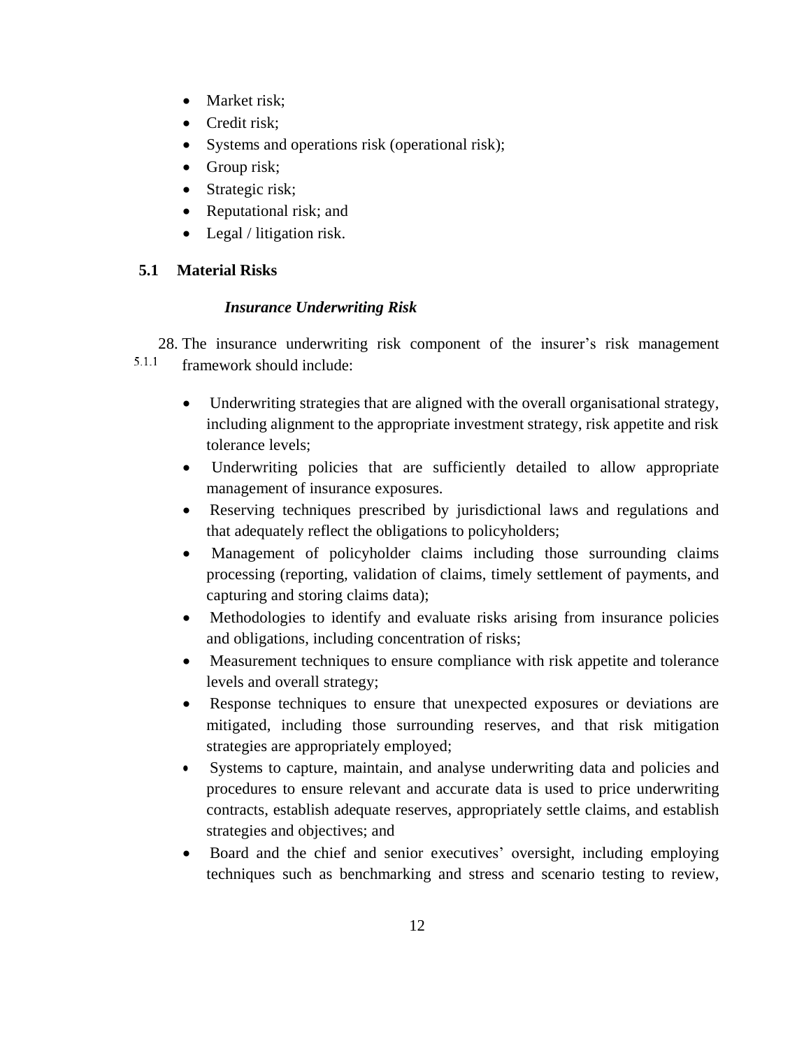- Market risk;
- Credit risk;
- Systems and operations risk (operational risk);
- Group risk;
- Strategic risk;
- Reputational risk; and
- Legal / litigation risk.

## 5.1 Material Risks

### *Insurance Underwriting Risk*

28. The insurance underwriting risk component of the insurer's risk management framework should include:

5.1.1

- Underwriting strategies that are aligned with the overall organisational strategy, including alignment to the appropriate investment strategy, risk appetite and risk tolerance levels;
- Underwriting policies that are sufficiently detailed to allow appropriate management of insurance exposures.
- Reserving techniques prescribed by jurisdictional laws and regulations and that adequately reflect the obligations to policyholders;
- Management of policyholder claims including those surrounding claims processing (reporting, validation of claims, timely settlement of payments, and capturing and storing claims data);
- Methodologies to identify and evaluate risks arising from insurance policies and obligations, including concentration of risks;
- Measurement techniques to ensure compliance with risk appetite and tolerance levels and overall strategy;
- Response techniques to ensure that unexpected exposures or deviations are mitigated, including those surrounding reserves, and that risk mitigation strategies are appropriately employed;
- Systems to capture, maintain, and analyse underwriting data and policies and procedures to ensure relevant and accurate data is used to price underwriting contracts, establish adequate reserves, appropriately settle claims, and establish strategies and objectives; and
- Board and the chief and senior executives' oversight, including employing techniques such as benchmarking and stress and scenario testing to review,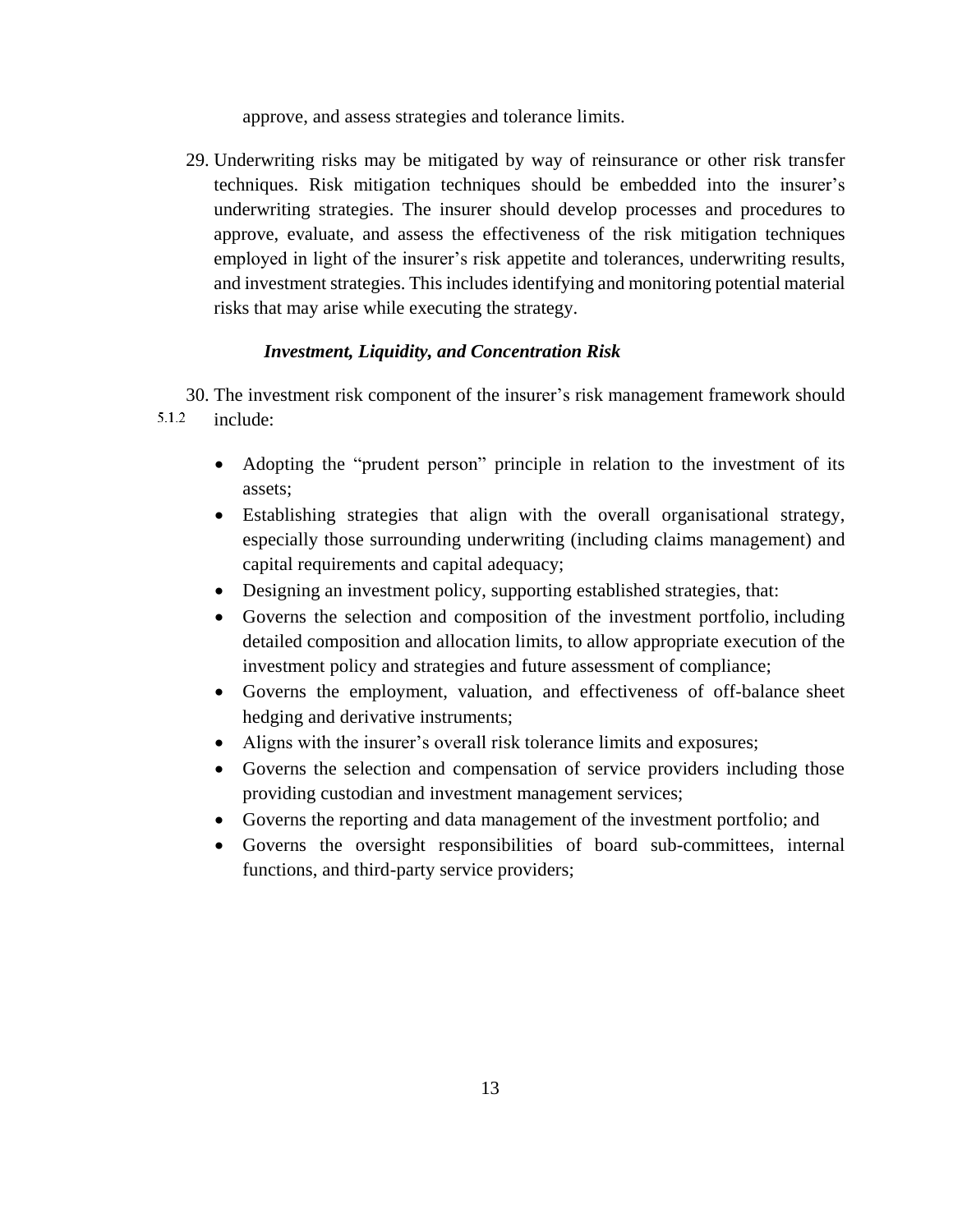approve, and assess strategies and tolerance limits.

29. Underwriting risks may be mitigated by way of reinsurance or other risk transfer techniques. Risk mitigation techniques should be embedded into the insurer's underwriting strategies. The insurer should develop processes and procedures to approve, evaluate, and assess the effectiveness of the risk mitigation techniques employed in light of the insurer's risk appetite and tolerances, underwriting results, and investment strategies. This includes identifying and monitoring potential material risks that may arise while executing the strategy.

***Investment, Liquidity, and Concentration Risk***

30. The investment risk component of the insurer's risk management framework should include:

5.1.2

- Adopting the "prudent person" principle in relation to the investment of its assets;
- Establishing strategies that align with the overall organisational strategy, especially those surrounding underwriting (including claims management) and capital requirements and capital adequacy;
- Designing an investment policy, supporting established strategies, that:
- Governs the selection and composition of the investment portfolio, including detailed composition and allocation limits, to allow appropriate execution of the investment policy and strategies and future assessment of compliance;
- Governs the employment, valuation, and effectiveness of off-balance sheet hedging and derivative instruments;
- Aligns with the insurer's overall risk tolerance limits and exposures;
- Governs the selection and compensation of service providers including those providing custodian and investment management services;
- Governs the reporting and data management of the investment portfolio; and
- Governs the oversight responsibilities of board sub-committees, internal functions, and third-party service providers;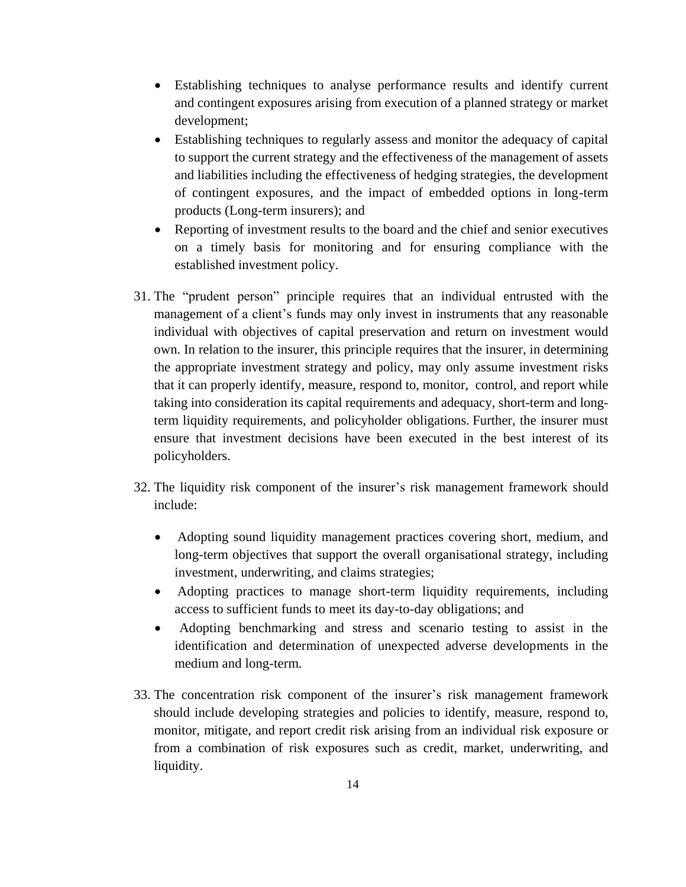- Establishing techniques to analyse performance results and identify current and contingent exposures arising from execution of a planned strategy or market development;
- Establishing techniques to regularly assess and monitor the adequacy of capital to support the current strategy and the effectiveness of the management of assets and liabilities including the effectiveness of hedging strategies, the development of contingent exposures, and the impact of embedded options in long-term products (Long-term insurers); and
- Reporting of investment results to the board and the chief and senior executives on a timely basis for monitoring and for ensuring compliance with the established investment policy.

31. The "prudent person" principle requires that an individual entrusted with the management of a client's funds may only invest in instruments that any reasonable individual with objectives of capital preservation and return on investment would own. In relation to the insurer, this principle requires that the insurer, in determining the appropriate investment strategy and policy, may only assume investment risks that it can properly identify, measure, respond to, monitor, control, and report while taking into consideration its capital requirements and adequacy, short-term and long-term liquidity requirements, and policyholder obligations. Further, the insurer must ensure that investment decisions have been executed in the best interest of its policyholders.

32. The liquidity risk component of the insurer's risk management framework should include:

    - Adopting sound liquidity management practices covering short, medium, and long-term objectives that support the overall organisational strategy, including investment, underwriting, and claims strategies;
    - Adopting practices to manage short-term liquidity requirements, including access to sufficient funds to meet its day-to-day obligations; and
    - Adopting benchmarking and stress and scenario testing to assist in the identification and determination of unexpected adverse developments in the medium and long-term.

33. The concentration risk component of the insurer's risk management framework should include developing strategies and policies to identify, measure, respond to, monitor, mitigate, and report credit risk arising from an individual risk exposure or from a combination of risk exposures such as credit, market, underwriting, and liquidity.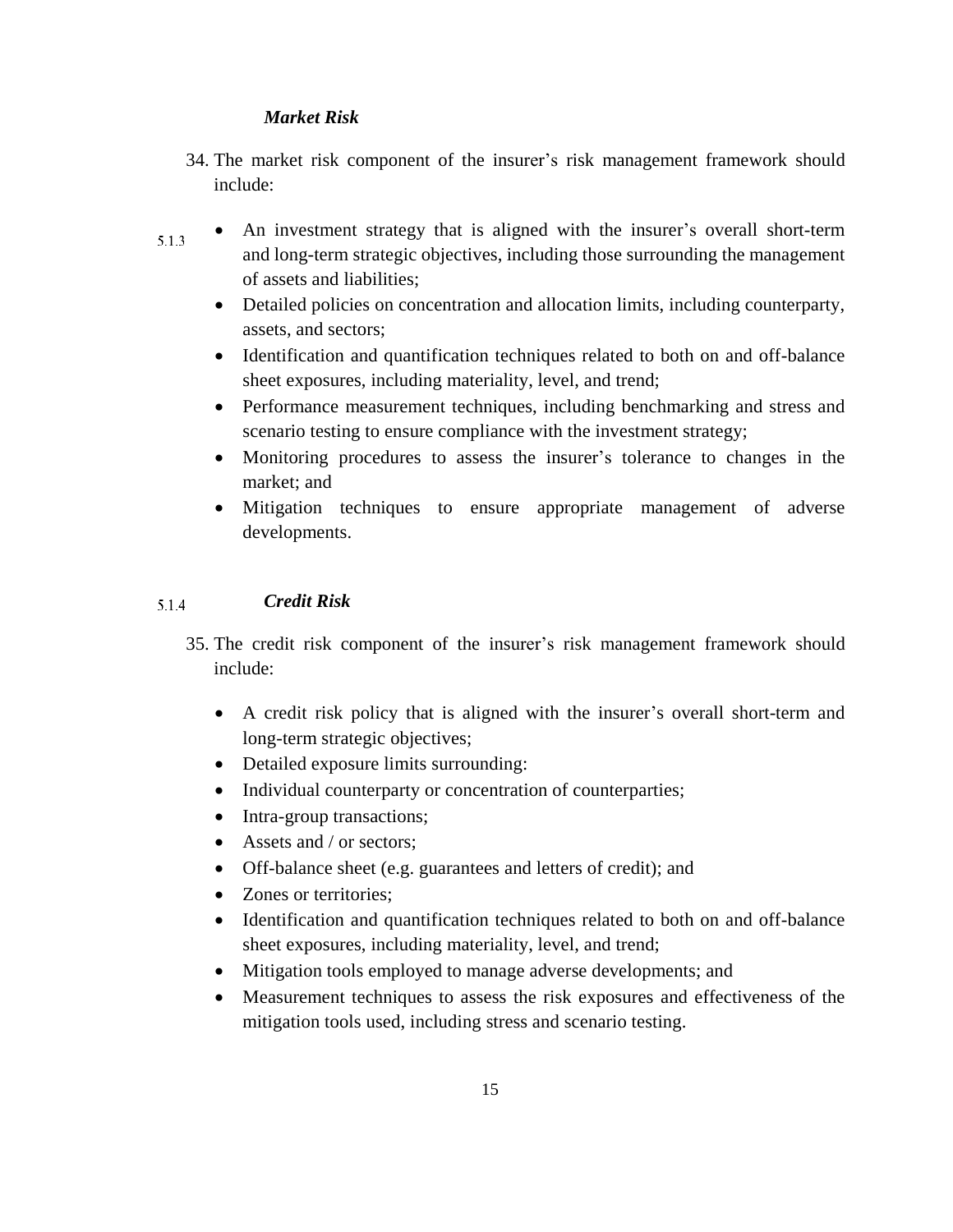### *Market Risk*

34. The market risk component of the insurer's risk management framework should include:

5.1.3

- An investment strategy that is aligned with the insurer's overall short-term and long-term strategic objectives, including those surrounding the management of assets and liabilities;
- Detailed policies on concentration and allocation limits, including counterparty, assets, and sectors;
- Identification and quantification techniques related to both on and off-balance sheet exposures, including materiality, level, and trend;
- Performance measurement techniques, including benchmarking and stress and scenario testing to ensure compliance with the investment strategy;
- Monitoring procedures to assess the insurer's tolerance to changes in the market; and
- Mitigation techniques to ensure appropriate management of adverse developments.

5.1.4

### *Credit Risk*

35. The credit risk component of the insurer's risk management framework should include:

- A credit risk policy that is aligned with the insurer's overall short-term and long-term strategic objectives;
- Detailed exposure limits surrounding:
- Individual counterparty or concentration of counterparties;
- Intra-group transactions;
- Assets and / or sectors;
- Off-balance sheet (e.g. guarantees and letters of credit); and
- Zones or territories;
- Identification and quantification techniques related to both on and off-balance sheet exposures, including materiality, level, and trend;
- Mitigation tools employed to manage adverse developments; and
- Measurement techniques to assess the risk exposures and effectiveness of the mitigation tools used, including stress and scenario testing.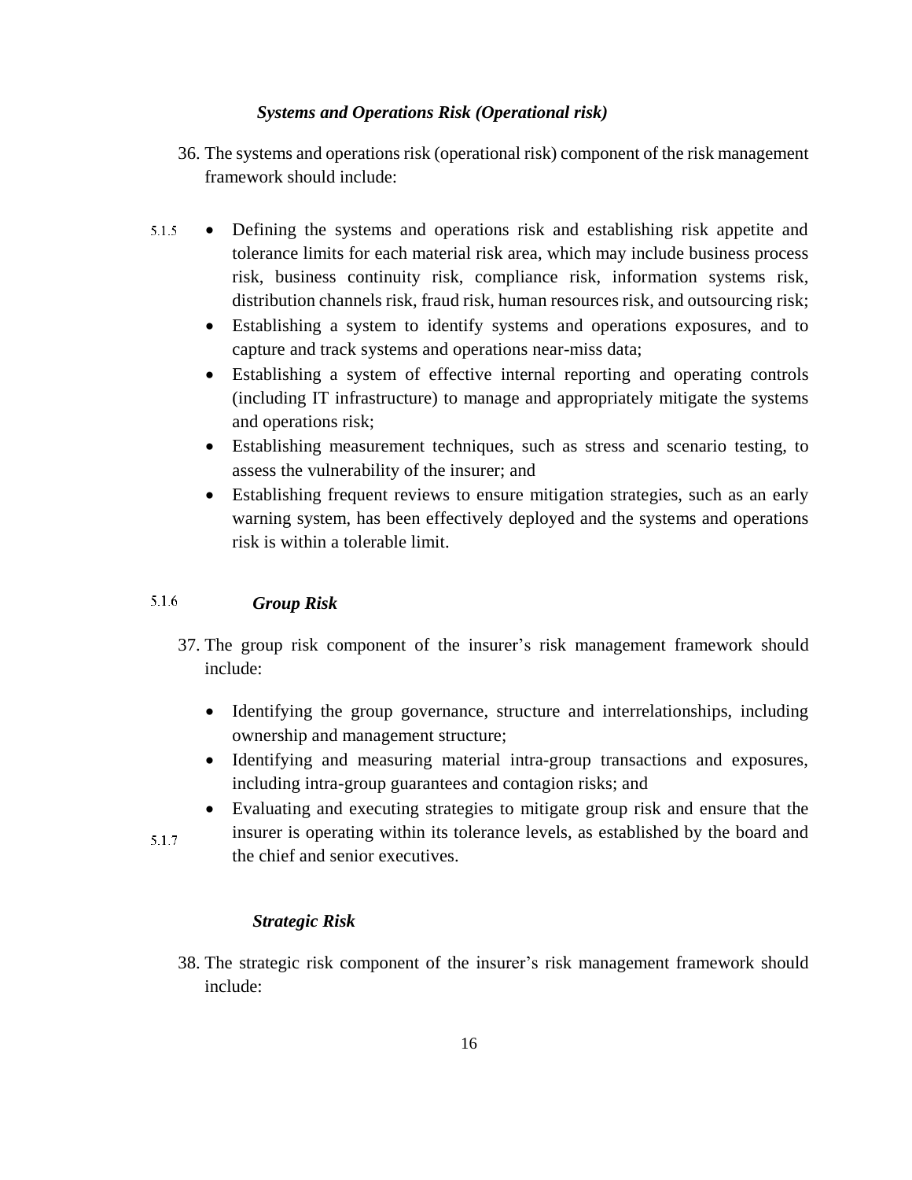### *Systems and Operations Risk (Operational risk)*

36. The systems and operations risk (operational risk) component of the risk management framework should include:

    - Defining the systems and operations risk and establishing risk appetite and tolerance limits for each material risk area, which may include business process risk, business continuity risk, compliance risk, information systems risk, distribution channels risk, fraud risk, human resources risk, and outsourcing risk;
    - Establishing a system to identify systems and operations exposures, and to capture and track systems and operations near-miss data;
    - Establishing a system of effective internal reporting and operating controls (including IT infrastructure) to manage and appropriately mitigate the systems and operations risk;
    - Establishing measurement techniques, such as stress and scenario testing, to assess the vulnerability of the insurer; and
    - Establishing frequent reviews to ensure mitigation strategies, such as an early warning system, has been effectively deployed and the systems and operations risk is within a tolerable limit.

### *Group Risk*

37. The group risk component of the insurer's risk management framework should include:

    - Identifying the group governance, structure and interrelationships, including ownership and management structure;
    - Identifying and measuring material intra-group transactions and exposures, including intra-group guarantees and contagion risks; and
    - Evaluating and executing strategies to mitigate group risk and ensure that the insurer is operating within its tolerance levels, as established by the board and the chief and senior executives.

### *Strategic Risk*

38. The strategic risk component of the insurer's risk management framework should include: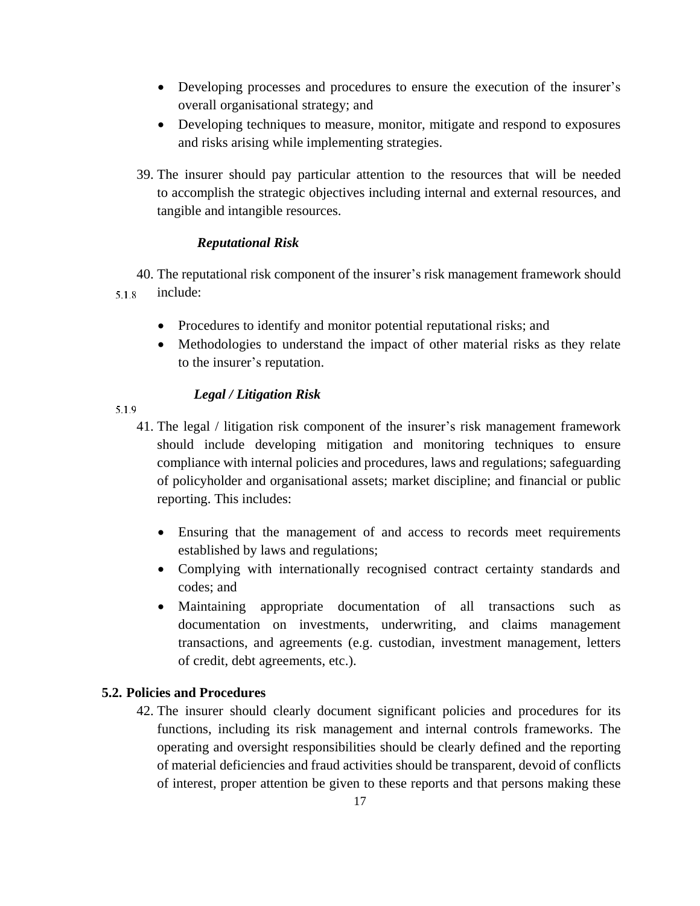- Developing processes and procedures to ensure the execution of the insurer's overall organisational strategy; and
- Developing techniques to measure, monitor, mitigate and respond to exposures and risks arising while implementing strategies.

39. The insurer should pay particular attention to the resources that will be needed to accomplish the strategic objectives including internal and external resources, and tangible and intangible resources.

***Reputational Risk***

5.1.8

40. The reputational risk component of the insurer's risk management framework should include:

- Procedures to identify and monitor potential reputational risks; and
- Methodologies to understand the impact of other material risks as they relate to the insurer's reputation.

***Legal / Litigation Risk***

5.1.9

41. The legal / litigation risk component of the insurer's risk management framework should include developing mitigation and monitoring techniques to ensure compliance with internal policies and procedures, laws and regulations; safeguarding of policyholder and organisational assets; market discipline; and financial or public reporting. This includes:

- Ensuring that the management of and access to records meet requirements established by laws and regulations;
- Complying with internationally recognised contract certainty standards and codes; and
- Maintaining appropriate documentation of all transactions such as documentation on investments, underwriting, and claims management transactions, and agreements (e.g. custodian, investment management, letters of credit, debt agreements, etc.).

**5.2. Policies and Procedures**

42. The insurer should clearly document significant policies and procedures for its functions, including its risk management and internal controls frameworks. The operating and oversight responsibilities should be clearly defined and the reporting of material deficiencies and fraud activities should be transparent, devoid of conflicts of interest, proper attention be given to these reports and that persons making these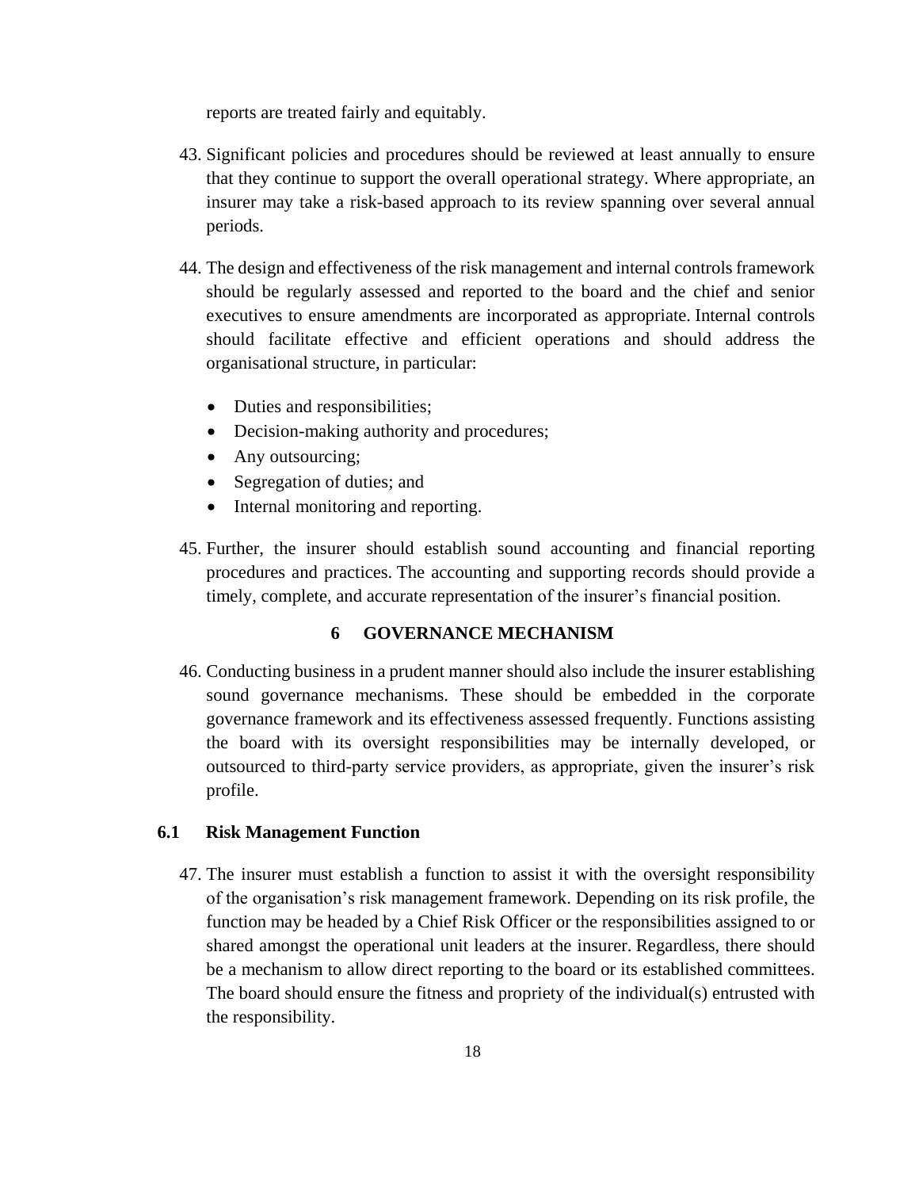reports are treated fairly and equitably.

43. Significant policies and procedures should be reviewed at least annually to ensure that they continue to support the overall operational strategy. Where appropriate, an insurer may take a risk-based approach to its review spanning over several annual periods.

44. The design and effectiveness of the risk management and internal controls framework should be regularly assessed and reported to the board and the chief and senior executives to ensure amendments are incorporated as appropriate. Internal controls should facilitate effective and efficient operations and should address the organisational structure, in particular:

    - Duties and responsibilities;
    - Decision-making authority and procedures;
    - Any outsourcing;
    - Segregation of duties; and
    - Internal monitoring and reporting.

45. Further, the insurer should establish sound accounting and financial reporting procedures and practices. The accounting and supporting records should provide a timely, complete, and accurate representation of the insurer's financial position.

## 6 GOVERNANCE MECHANISM

46. Conducting business in a prudent manner should also include the insurer establishing sound governance mechanisms. These should be embedded in the corporate governance framework and its effectiveness assessed frequently. Functions assisting the board with its oversight responsibilities may be internally developed, or outsourced to third-party service providers, as appropriate, given the insurer's risk profile.

### 6.1 Risk Management Function

47. The insurer must establish a function to assist it with the oversight responsibility of the organisation's risk management framework. Depending on its risk profile, the function may be headed by a Chief Risk Officer or the responsibilities assigned to or shared amongst the operational unit leaders at the insurer. Regardless, there should be a mechanism to allow direct reporting to the board or its established committees. The board should ensure the fitness and propriety of the individual(s) entrusted with the responsibility.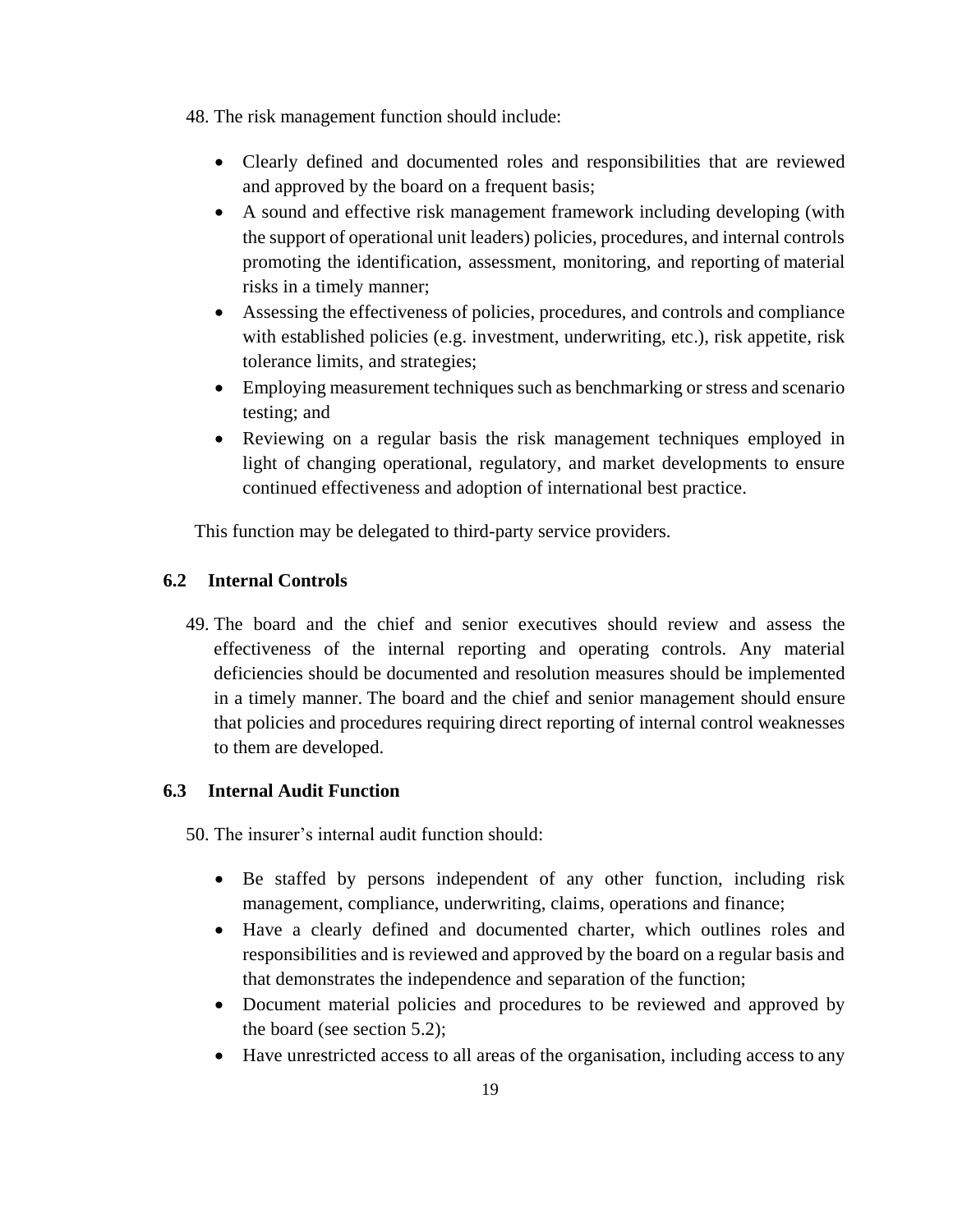48. The risk management function should include:

- Clearly defined and documented roles and responsibilities that are reviewed and approved by the board on a frequent basis;
- A sound and effective risk management framework including developing (with the support of operational unit leaders) policies, procedures, and internal controls promoting the identification, assessment, monitoring, and reporting of material risks in a timely manner;
- Assessing the effectiveness of policies, procedures, and controls and compliance with established policies (e.g. investment, underwriting, etc.), risk appetite, risk tolerance limits, and strategies;
- Employing measurement techniques such as benchmarking or stress and scenario testing; and
- Reviewing on a regular basis the risk management techniques employed in light of changing operational, regulatory, and market developments to ensure continued effectiveness and adoption of international best practice.

This function may be delegated to third-party service providers.

### 6.2 Internal Controls

49. The board and the chief and senior executives should review and assess the effectiveness of the internal reporting and operating controls. Any material deficiencies should be documented and resolution measures should be implemented in a timely manner. The board and the chief and senior management should ensure that policies and procedures requiring direct reporting of internal control weaknesses to them are developed.

### 6.3 Internal Audit Function

50. The insurer's internal audit function should:

- Be staffed by persons independent of any other function, including risk management, compliance, underwriting, claims, operations and finance;
- Have a clearly defined and documented charter, which outlines roles and responsibilities and is reviewed and approved by the board on a regular basis and that demonstrates the independence and separation of the function;
- Document material policies and procedures to be reviewed and approved by the board (see section 5.2);
- Have unrestricted access to all areas of the organisation, including access to any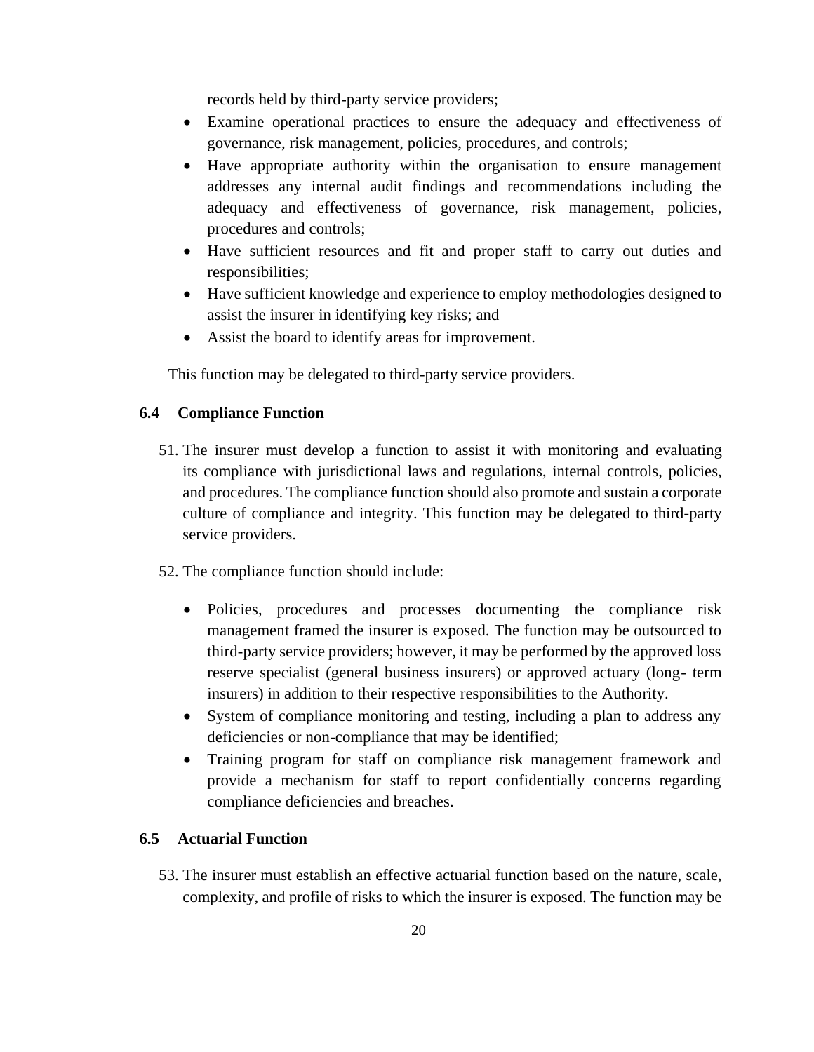records held by third-party service providers;

- Examine operational practices to ensure the adequacy and effectiveness of governance, risk management, policies, procedures, and controls;
- Have appropriate authority within the organisation to ensure management addresses any internal audit findings and recommendations including the adequacy and effectiveness of governance, risk management, policies, procedures and controls;
- Have sufficient resources and fit and proper staff to carry out duties and responsibilities;
- Have sufficient knowledge and experience to employ methodologies designed to assist the insurer in identifying key risks; and
- Assist the board to identify areas for improvement.

This function may be delegated to third-party service providers.

### 6.4 Compliance Function

51. The insurer must develop a function to assist it with monitoring and evaluating its compliance with jurisdictional laws and regulations, internal controls, policies, and procedures. The compliance function should also promote and sustain a corporate culture of compliance and integrity. This function may be delegated to third-party service providers.

52. The compliance function should include:

    - Policies, procedures and processes documenting the compliance risk management framed the insurer is exposed. The function may be outsourced to third-party service providers; however, it may be performed by the approved loss reserve specialist (general business insurers) or approved actuary (long- term insurers) in addition to their respective responsibilities to the Authority.
    - System of compliance monitoring and testing, including a plan to address any deficiencies or non-compliance that may be identified;
    - Training program for staff on compliance risk management framework and provide a mechanism for staff to report confidentially concerns regarding compliance deficiencies and breaches.

### 6.5 Actuarial Function

53. The insurer must establish an effective actuarial function based on the nature, scale, complexity, and profile of risks to which the insurer is exposed. The function may be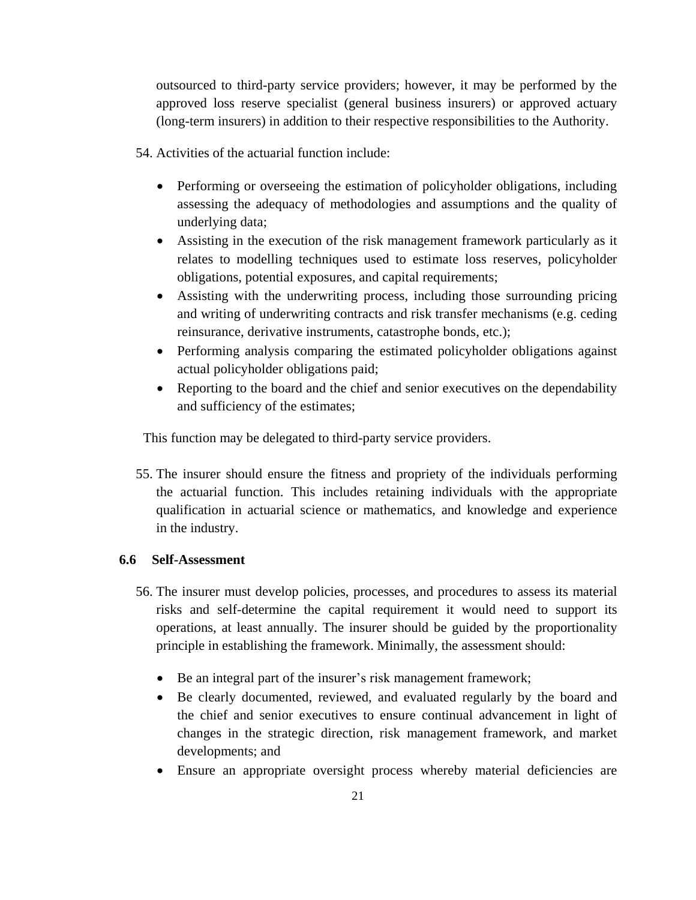outsourced to third-party service providers; however, it may be performed by the approved loss reserve specialist (general business insurers) or approved actuary (long-term insurers) in addition to their respective responsibilities to the Authority.

54. Activities of the actuarial function include:

    - Performing or overseeing the estimation of policyholder obligations, including assessing the adequacy of methodologies and assumptions and the quality of underlying data;
    - Assisting in the execution of the risk management framework particularly as it relates to modelling techniques used to estimate loss reserves, policyholder obligations, potential exposures, and capital requirements;
    - Assisting with the underwriting process, including those surrounding pricing and writing of underwriting contracts and risk transfer mechanisms (e.g. ceding reinsurance, derivative instruments, catastrophe bonds, etc.);
    - Performing analysis comparing the estimated policyholder obligations against actual policyholder obligations paid;
    - Reporting to the board and the chief and senior executives on the dependability and sufficiency of the estimates;

    This function may be delegated to third-party service providers.

55. The insurer should ensure the fitness and propriety of the individuals performing the actuarial function. This includes retaining individuals with the appropriate qualification in actuarial science or mathematics, and knowledge and experience in the industry.

### 6.6 Self-Assessment

56. The insurer must develop policies, processes, and procedures to assess its material risks and self-determine the capital requirement it would need to support its operations, at least annually. The insurer should be guided by the proportionality principle in establishing the framework. Minimally, the assessment should:

    - Be an integral part of the insurer's risk management framework;
    - Be clearly documented, reviewed, and evaluated regularly by the board and the chief and senior executives to ensure continual advancement in light of changes in the strategic direction, risk management framework, and market developments; and
    - Ensure an appropriate oversight process whereby material deficiencies are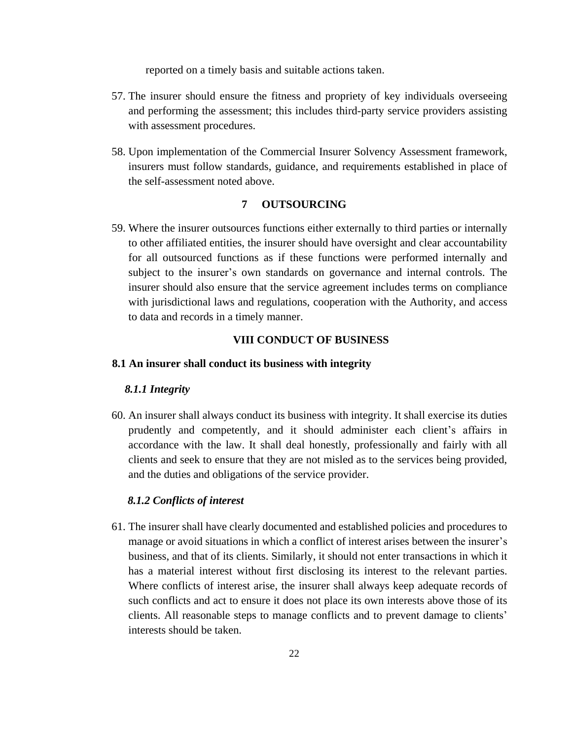reported on a timely basis and suitable actions taken.

57. The insurer should ensure the fitness and propriety of key individuals overseeing and performing the assessment; this includes third-party service providers assisting with assessment procedures.

58. Upon implementation of the Commercial Insurer Solvency Assessment framework, insurers must follow standards, guidance, and requirements established in place of the self-assessment noted above.

### 7 OUTSOURCING

59. Where the insurer outsources functions either externally to third parties or internally to other affiliated entities, the insurer should have oversight and clear accountability for all outsourced functions as if these functions were performed internally and subject to the insurer's own standards on governance and internal controls. The insurer should also ensure that the service agreement includes terms on compliance with jurisdictional laws and regulations, cooperation with the Authority, and access to data and records in a timely manner.

## VIII CONDUCT OF BUSINESS

### 8.1 An insurer shall conduct its business with integrity

#### *8.1.1 Integrity*

60. An insurer shall always conduct its business with integrity. It shall exercise its duties prudently and competently, and it should administer each client's affairs in accordance with the law. It shall deal honestly, professionally and fairly with all clients and seek to ensure that they are not misled as to the services being provided, and the duties and obligations of the service provider.

#### *8.1.2 Conflicts of interest*

61. The insurer shall have clearly documented and established policies and procedures to manage or avoid situations in which a conflict of interest arises between the insurer's business, and that of its clients. Similarly, it should not enter transactions in which it has a material interest without first disclosing its interest to the relevant parties. Where conflicts of interest arise, the insurer shall always keep adequate records of such conflicts and act to ensure it does not place its own interests above those of its clients. All reasonable steps to manage conflicts and to prevent damage to clients' interests should be taken.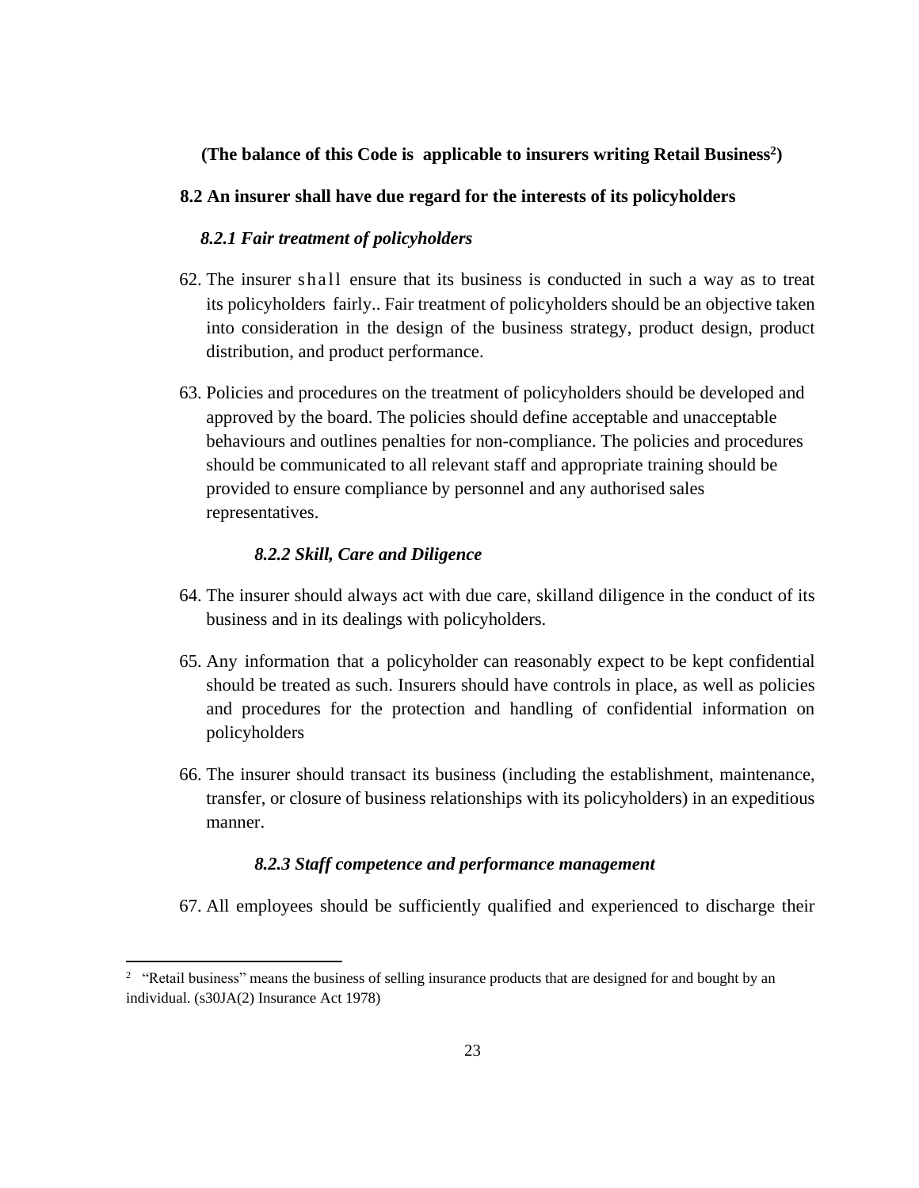**(The balance of this Code is applicable to insurers writing Retail Business[2])**

### 8.2 An insurer shall have due regard for the interests of its policyholders

#### *8.2.1 Fair treatment of policyholders*

62. The insurer shall ensure that its business is conducted in such a way as to treat its policyholders fairly.. Fair treatment of policyholders should be an objective taken into consideration in the design of the business strategy, product design, product distribution, and product performance.

63. Policies and procedures on the treatment of policyholders should be developed and approved by the board. The policies should define acceptable and unacceptable behaviours and outlines penalties for non-compliance. The policies and procedures should be communicated to all relevant staff and appropriate training should be provided to ensure compliance by personnel and any authorised sales representatives.

#### *8.2.2 Skill, Care and Diligence*

64. The insurer should always act with due care, skilland diligence in the conduct of its business and in its dealings with policyholders.

65. Any information that a policyholder can reasonably expect to be kept confidential should be treated as such. Insurers should have controls in place, as well as policies and procedures for the protection and handling of confidential information on policyholders

66. The insurer should transact its business (including the establishment, maintenance, transfer, or closure of business relationships with its policyholders) in an expeditious manner.

#### *8.2.3 Staff competence and performance management*

67. All employees should be sufficiently qualified and experienced to discharge their

---

[2] "Retail business" means the business of selling insurance products that are designed for and bought by an individual. (s30JA(2) Insurance Act 1978)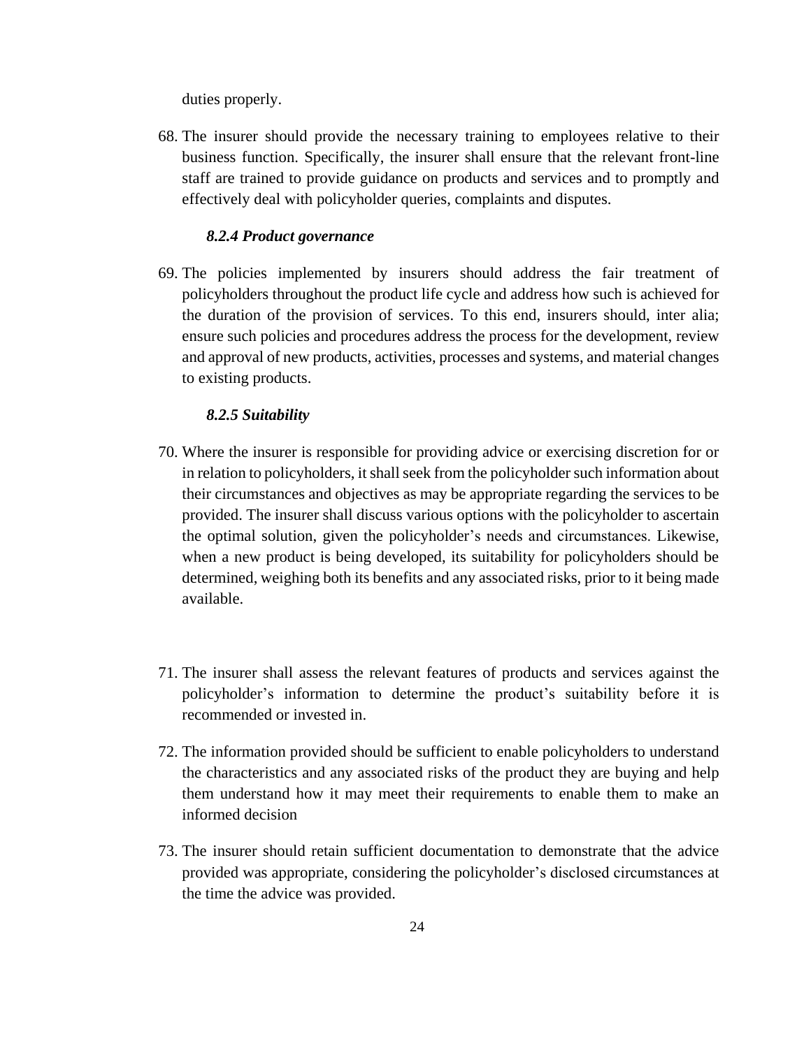duties properly.

68. The insurer should provide the necessary training to employees relative to their business function. Specifically, the insurer shall ensure that the relevant front-line staff are trained to provide guidance on products and services and to promptly and effectively deal with policyholder queries, complaints and disputes.

#### *8.2.4 Product governance*

69. The policies implemented by insurers should address the fair treatment of policyholders throughout the product life cycle and address how such is achieved for the duration of the provision of services. To this end, insurers should, inter alia; ensure such policies and procedures address the process for the development, review and approval of new products, activities, processes and systems, and material changes to existing products.

#### *8.2.5 Suitability*

70. Where the insurer is responsible for providing advice or exercising discretion for or in relation to policyholders, it shall seek from the policyholder such information about their circumstances and objectives as may be appropriate regarding the services to be provided. The insurer shall discuss various options with the policyholder to ascertain the optimal solution, given the policyholder's needs and circumstances. Likewise, when a new product is being developed, its suitability for policyholders should be determined, weighing both its benefits and any associated risks, prior to it being made available.

71. The insurer shall assess the relevant features of products and services against the policyholder's information to determine the product's suitability before it is recommended or invested in.

72. The information provided should be sufficient to enable policyholders to understand the characteristics and any associated risks of the product they are buying and help them understand how it may meet their requirements to enable them to make an informed decision

73. The insurer should retain sufficient documentation to demonstrate that the advice provided was appropriate, considering the policyholder's disclosed circumstances at the time the advice was provided.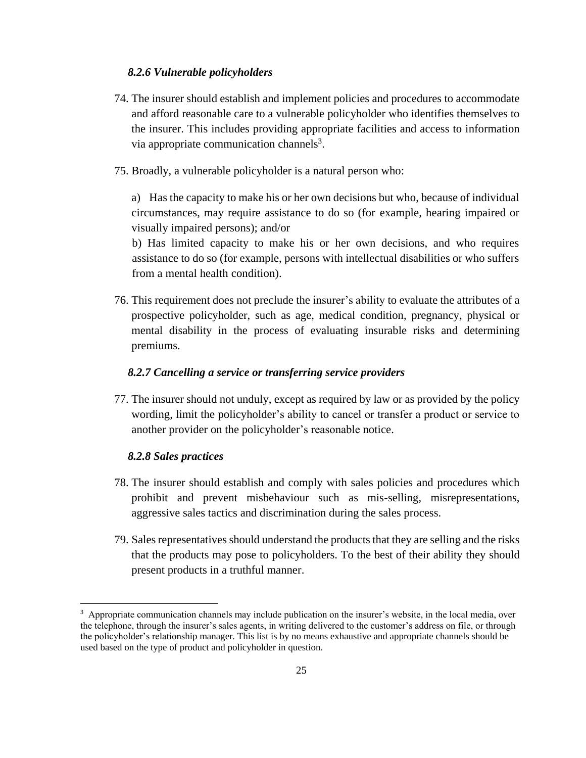### *8.2.6 Vulnerable policyholders*

74. The insurer should establish and implement policies and procedures to accommodate and afford reasonable care to a vulnerable policyholder who identifies themselves to the insurer. This includes providing appropriate facilities and access to information via appropriate communication channels[3].

75. Broadly, a vulnerable policyholder is a natural person who:

    a) Has the capacity to make his or her own decisions but who, because of individual circumstances, may require assistance to do so (for example, hearing impaired or visually impaired persons); and/or

    b) Has limited capacity to make his or her own decisions, and who requires assistance to do so (for example, persons with intellectual disabilities or who suffers from a mental health condition).

76. This requirement does not preclude the insurer's ability to evaluate the attributes of a prospective policyholder, such as age, medical condition, pregnancy, physical or mental disability in the process of evaluating insurable risks and determining premiums.

### *8.2.7 Cancelling a service or transferring service providers*

77. The insurer should not unduly, except as required by law or as provided by the policy wording, limit the policyholder's ability to cancel or transfer a product or service to another provider on the policyholder's reasonable notice.

### *8.2.8 Sales practices*

78. The insurer should establish and comply with sales policies and procedures which prohibit and prevent misbehaviour such as mis-selling, misrepresentations, aggressive sales tactics and discrimination during the sales process.

79. Sales representatives should understand the products that they are selling and the risks that the products may pose to policyholders. To the best of their ability they should present products in a truthful manner.

---

[3] Appropriate communication channels may include publication on the insurer's website, in the local media, over the telephone, through the insurer's sales agents, in writing delivered to the customer's address on file, or through the policyholder's relationship manager. This list is by no means exhaustive and appropriate channels should be used based on the type of product and policyholder in question.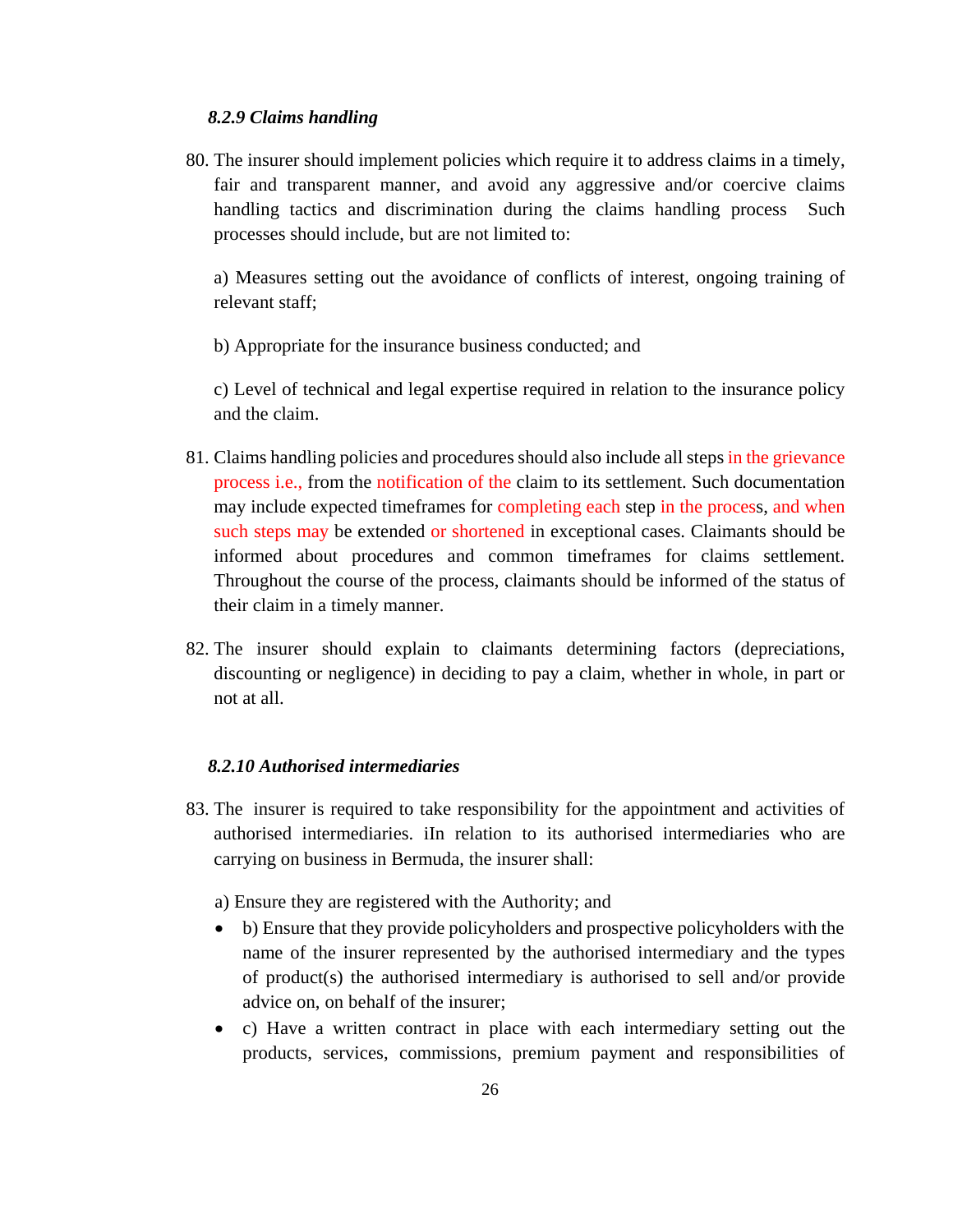#### *8.2.9 Claims handling*

80. The insurer should implement policies which require it to address claims in a timely, fair and transparent manner, and avoid any aggressive and/or coercive claims handling tactics and discrimination during the claims handling process Such processes should include, but are not limited to:

    a) Measures setting out the avoidance of conflicts of interest, ongoing training of relevant staff;

    b) Appropriate for the insurance business conducted; and

    c) Level of technical and legal expertise required in relation to the insurance policy and the claim.

81. Claims handling policies and procedures should also include all steps in the grievance process i.e., from the notification of the claim to its settlement. Such documentation may include expected timeframes for completing each step in the process, and when such steps may be extended or shortened in exceptional cases. Claimants should be informed about procedures and common timeframes for claims settlement. Throughout the course of the process, claimants should be informed of the status of their claim in a timely manner.

82. The insurer should explain to claimants determining factors (depreciations, discounting or negligence) in deciding to pay a claim, whether in whole, in part or not at all.

#### *8.2.10 Authorised intermediaries*

83. The insurer is required to take responsibility for the appointment and activities of authorised intermediaries. iIn relation to its authorised intermediaries who are carrying on business in Bermuda, the insurer shall:

    a) Ensure they are registered with the Authority; and

    - b) Ensure that they provide policyholders and prospective policyholders with the name of the insurer represented by the authorised intermediary and the types of product(s) the authorised intermediary is authorised to sell and/or provide advice on, on behalf of the insurer;
    - c) Have a written contract in place with each intermediary setting out the products, services, commissions, premium payment and responsibilities of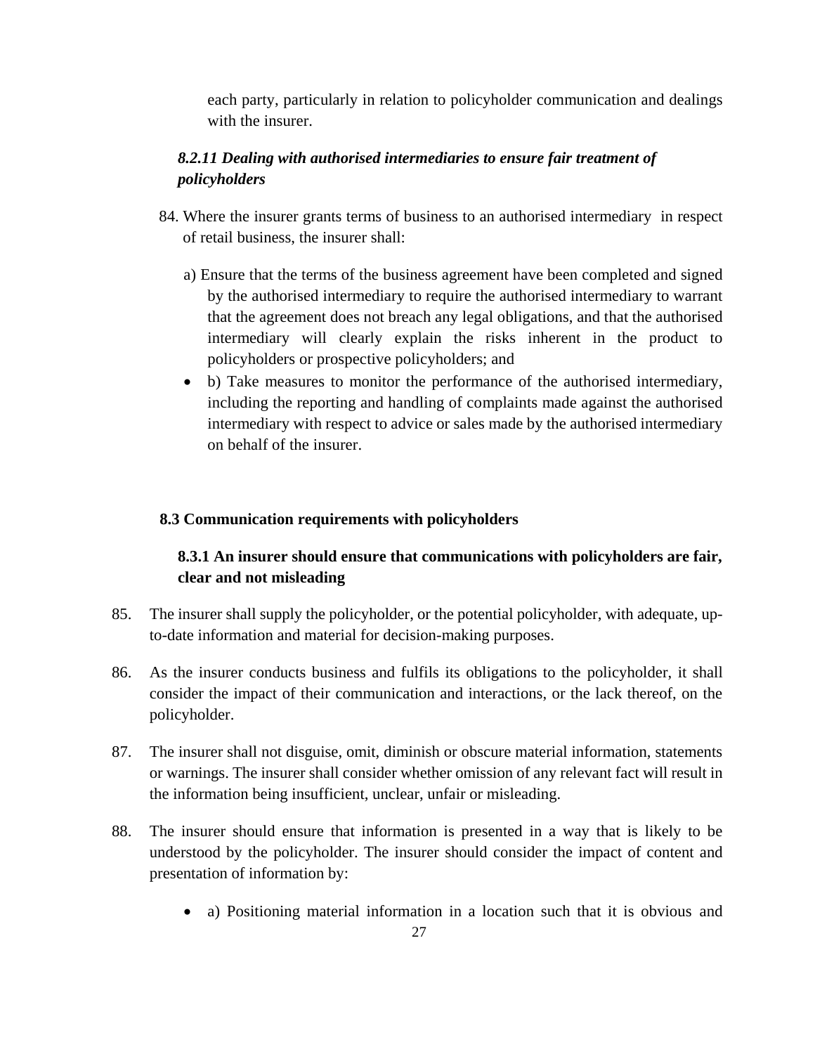each party, particularly in relation to policyholder communication and dealings with the insurer.

### *8.2.11 Dealing with authorised intermediaries to ensure fair treatment of policyholders*

84. Where the insurer grants terms of business to an authorised intermediary in respect of retail business, the insurer shall:

   a) Ensure that the terms of the business agreement have been completed and signed by the authorised intermediary to require the authorised intermediary to warrant that the agreement does not breach any legal obligations, and that the authorised intermediary will clearly explain the risks inherent in the product to policyholders or prospective policyholders; and

   - b) Take measures to monitor the performance of the authorised intermediary, including the reporting and handling of complaints made against the authorised intermediary with respect to advice or sales made by the authorised intermediary on behalf of the insurer.

## 8.3 Communication requirements with policyholders

### 8.3.1 An insurer should ensure that communications with policyholders are fair, clear and not misleading

85. The insurer shall supply the policyholder, or the potential policyholder, with adequate, up-to-date information and material for decision-making purposes.

86. As the insurer conducts business and fulfils its obligations to the policyholder, it shall consider the impact of their communication and interactions, or the lack thereof, on the policyholder.

87. The insurer shall not disguise, omit, diminish or obscure material information, statements or warnings. The insurer shall consider whether omission of any relevant fact will result in the information being insufficient, unclear, unfair or misleading.

88. The insurer should ensure that information is presented in a way that is likely to be understood by the policyholder. The insurer should consider the impact of content and presentation of information by:

   - a) Positioning material information in a location such that it is obvious and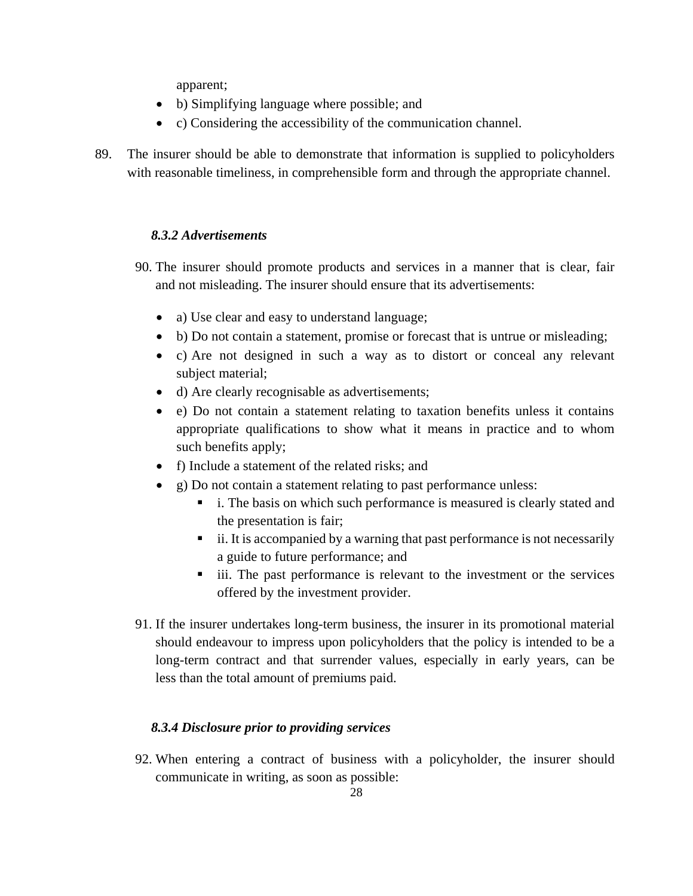apparent;

- b) Simplifying language where possible; and
- c) Considering the accessibility of the communication channel.

89. The insurer should be able to demonstrate that information is supplied to policyholders with reasonable timeliness, in comprehensible form and through the appropriate channel.

### *8.3.2 Advertisements*

90. The insurer should promote products and services in a manner that is clear, fair and not misleading. The insurer should ensure that its advertisements:

    - a) Use clear and easy to understand language;
    - b) Do not contain a statement, promise or forecast that is untrue or misleading;
    - c) Are not designed in such a way as to distort or conceal any relevant subject material;
    - d) Are clearly recognisable as advertisements;
    - e) Do not contain a statement relating to taxation benefits unless it contains appropriate qualifications to show what it means in practice and to whom such benefits apply;
    - f) Include a statement of the related risks; and
    - g) Do not contain a statement relating to past performance unless:
        - i. The basis on which such performance is measured is clearly stated and the presentation is fair;
        - ii. It is accompanied by a warning that past performance is not necessarily a guide to future performance; and
        - iii. The past performance is relevant to the investment or the services offered by the investment provider.

91. If the insurer undertakes long-term business, the insurer in its promotional material should endeavour to impress upon policyholders that the policy is intended to be a long-term contract and that surrender values, especially in early years, can be less than the total amount of premiums paid.

### *8.3.4 Disclosure prior to providing services*

92. When entering a contract of business with a policyholder, the insurer should communicate in writing, as soon as possible: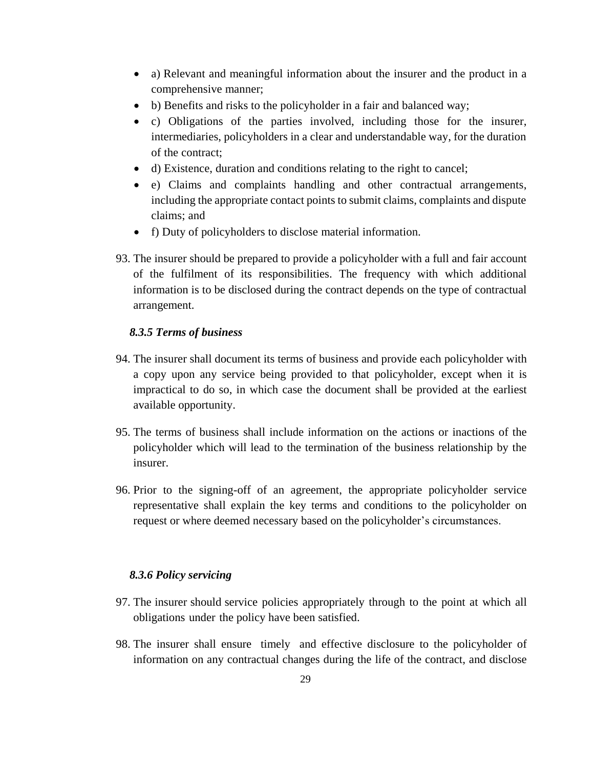- a) Relevant and meaningful information about the insurer and the product in a comprehensive manner;
- b) Benefits and risks to the policyholder in a fair and balanced way;
- c) Obligations of the parties involved, including those for the insurer, intermediaries, policyholders in a clear and understandable way, for the duration of the contract;
- d) Existence, duration and conditions relating to the right to cancel;
- e) Claims and complaints handling and other contractual arrangements, including the appropriate contact points to submit claims, complaints and dispute claims; and
- f) Duty of policyholders to disclose material information.

93. The insurer should be prepared to provide a policyholder with a full and fair account of the fulfilment of its responsibilities. The frequency with which additional information is to be disclosed during the contract depends on the type of contractual arrangement.

#### *8.3.5 Terms of business*

94. The insurer shall document its terms of business and provide each policyholder with a copy upon any service being provided to that policyholder, except when it is impractical to do so, in which case the document shall be provided at the earliest available opportunity.

95. The terms of business shall include information on the actions or inactions of the policyholder which will lead to the termination of the business relationship by the insurer.

96. Prior to the signing-off of an agreement, the appropriate policyholder service representative shall explain the key terms and conditions to the policyholder on request or where deemed necessary based on the policyholder's circumstances.

#### *8.3.6 Policy servicing*

97. The insurer should service policies appropriately through to the point at which all obligations under the policy have been satisfied.

98. The insurer shall ensure timely and effective disclosure to the policyholder of information on any contractual changes during the life of the contract, and disclose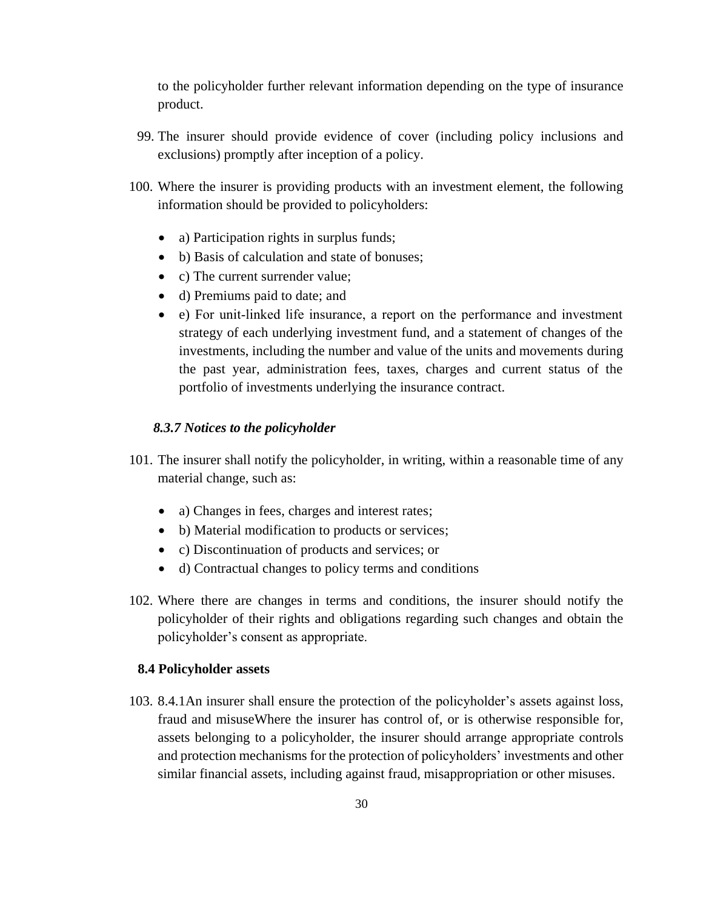to the policyholder further relevant information depending on the type of insurance product.

99. The insurer should provide evidence of cover (including policy inclusions and exclusions) promptly after inception of a policy.

100. Where the insurer is providing products with an investment element, the following information should be provided to policyholders:

- a) Participation rights in surplus funds;
- b) Basis of calculation and state of bonuses;
- c) The current surrender value;
- d) Premiums paid to date; and
- e) For unit-linked life insurance, a report on the performance and investment strategy of each underlying investment fund, and a statement of changes of the investments, including the number and value of the units and movements during the past year, administration fees, taxes, charges and current status of the portfolio of investments underlying the insurance contract.

### *8.3.7 Notices to the policyholder*

101. The insurer shall notify the policyholder, in writing, within a reasonable time of any material change, such as:

- a) Changes in fees, charges and interest rates;
- b) Material modification to products or services;
- c) Discontinuation of products and services; or
- d) Contractual changes to policy terms and conditions

102. Where there are changes in terms and conditions, the insurer should notify the policyholder of their rights and obligations regarding such changes and obtain the policyholder's consent as appropriate.

## 8.4 Policyholder assets

103. 8.4.1An insurer shall ensure the protection of the policyholder's assets against loss, fraud and misuseWhere the insurer has control of, or is otherwise responsible for, assets belonging to a policyholder, the insurer should arrange appropriate controls and protection mechanisms for the protection of policyholders' investments and other similar financial assets, including against fraud, misappropriation or other misuses.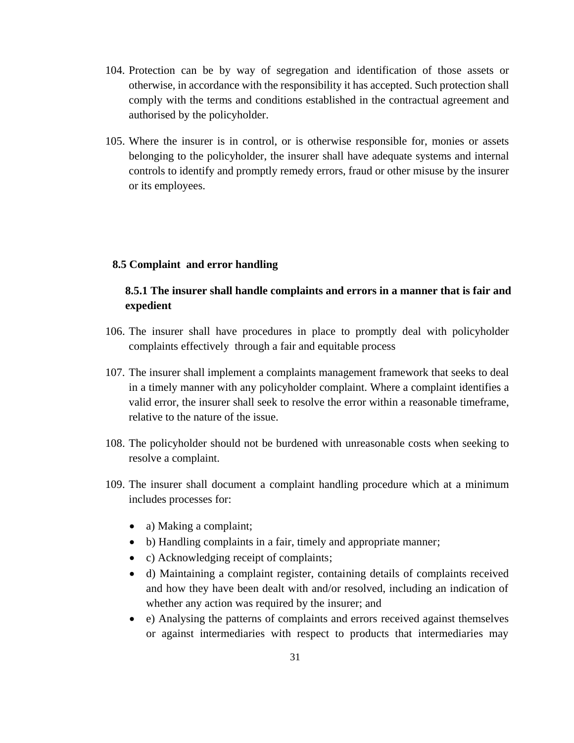104. Protection can be by way of segregation and identification of those assets or otherwise, in accordance with the responsibility it has accepted. Such protection shall comply with the terms and conditions established in the contractual agreement and authorised by the policyholder.

105. Where the insurer is in control, or is otherwise responsible for, monies or assets belonging to the policyholder, the insurer shall have adequate systems and internal controls to identify and promptly remedy errors, fraud or other misuse by the insurer or its employees.

## 8.5 Complaint and error handling

### 8.5.1 The insurer shall handle complaints and errors in a manner that is fair and expedient

106. The insurer shall have procedures in place to promptly deal with policyholder complaints effectively through a fair and equitable process

107. The insurer shall implement a complaints management framework that seeks to deal in a timely manner with any policyholder complaint. Where a complaint identifies a valid error, the insurer shall seek to resolve the error within a reasonable timeframe, relative to the nature of the issue.

108. The policyholder should not be burdened with unreasonable costs when seeking to resolve a complaint.

109. The insurer shall document a complaint handling procedure which at a minimum includes processes for:

- a) Making a complaint;
- b) Handling complaints in a fair, timely and appropriate manner;
- c) Acknowledging receipt of complaints;
- d) Maintaining a complaint register, containing details of complaints received and how they have been dealt with and/or resolved, including an indication of whether any action was required by the insurer; and
- e) Analysing the patterns of complaints and errors received against themselves or against intermediaries with respect to products that intermediaries may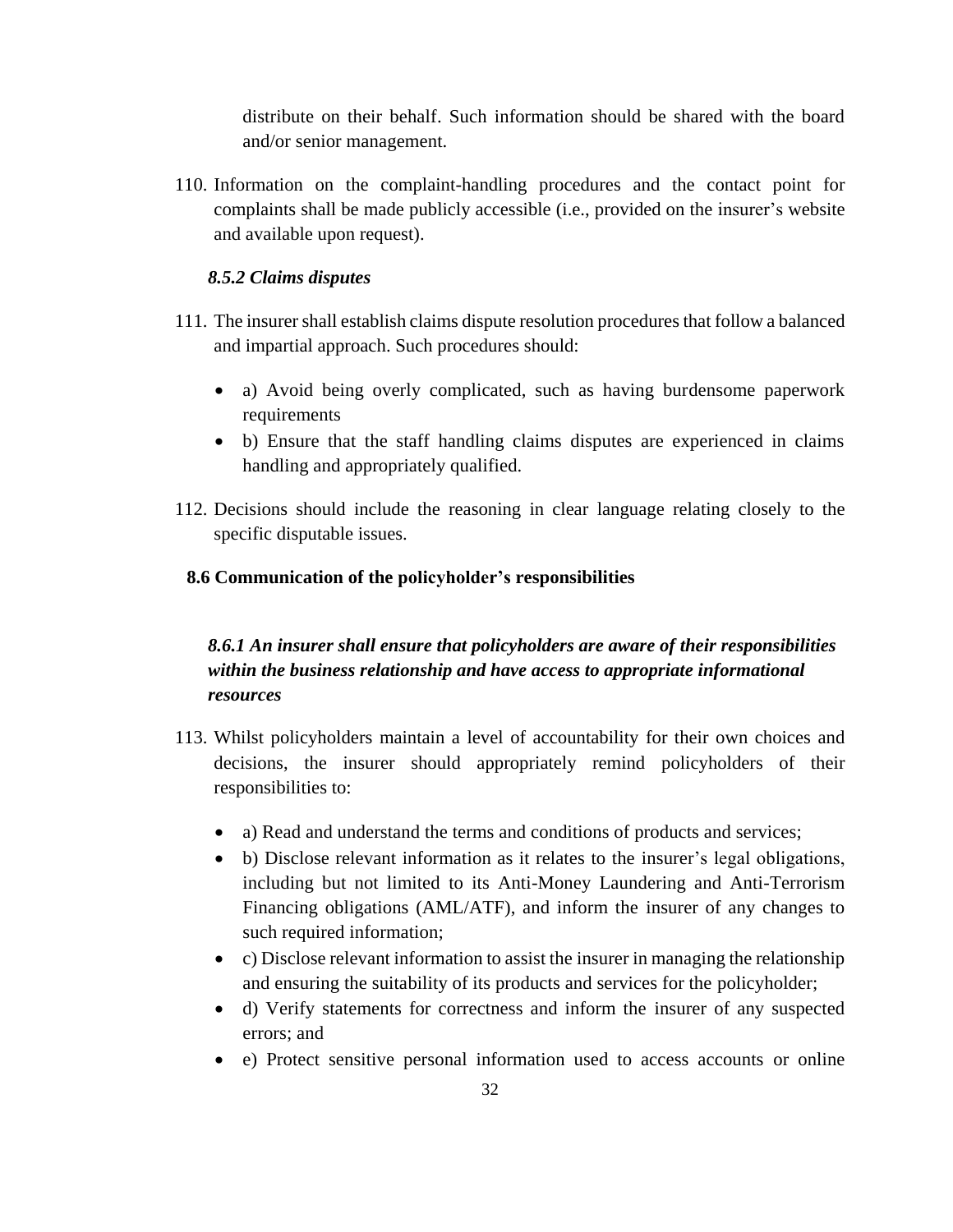distribute on their behalf. Such information should be shared with the board and/or senior management.

110. Information on the complaint-handling procedures and the contact point for complaints shall be made publicly accessible (i.e., provided on the insurer's website and available upon request).

#### *8.5.2 Claims disputes*

111. The insurer shall establish claims dispute resolution procedures that follow a balanced and impartial approach. Such procedures should:

   - a) Avoid being overly complicated, such as having burdensome paperwork requirements
   - b) Ensure that the staff handling claims disputes are experienced in claims handling and appropriately qualified.

112. Decisions should include the reasoning in clear language relating closely to the specific disputable issues.

### 8.6 Communication of the policyholder's responsibilities

#### *8.6.1 An insurer shall ensure that policyholders are aware of their responsibilities within the business relationship and have access to appropriate informational resources*

113. Whilst policyholders maintain a level of accountability for their own choices and decisions, the insurer should appropriately remind policyholders of their responsibilities to:

   - a) Read and understand the terms and conditions of products and services;
   - b) Disclose relevant information as it relates to the insurer's legal obligations, including but not limited to its Anti-Money Laundering and Anti-Terrorism Financing obligations (AML/ATF), and inform the insurer of any changes to such required information;
   - c) Disclose relevant information to assist the insurer in managing the relationship and ensuring the suitability of its products and services for the policyholder;
   - d) Verify statements for correctness and inform the insurer of any suspected errors; and
   - e) Protect sensitive personal information used to access accounts or online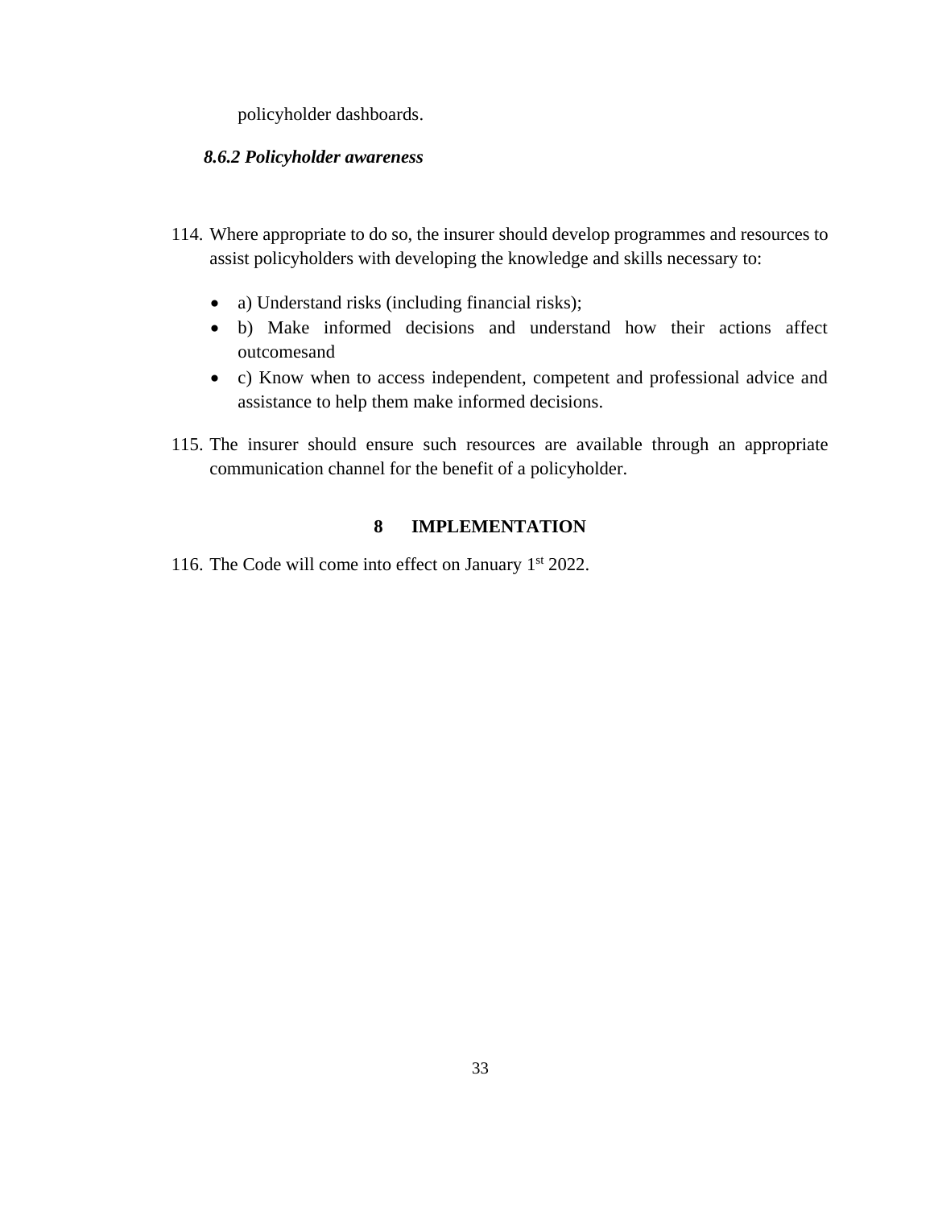policyholder dashboards.

#### *8.6.2 Policyholder awareness*

114. Where appropriate to do so, the insurer should develop programmes and resources to assist policyholders with developing the knowledge and skills necessary to:

    - a) Understand risks (including financial risks);
    - b) Make informed decisions and understand how their actions affect outcomesand
    - c) Know when to access independent, competent and professional advice and assistance to help them make informed decisions.

115. The insurer should ensure such resources are available through an appropriate communication channel for the benefit of a policyholder.

## 8 IMPLEMENTATION

116. The Code will come into effect on January 1st 2022.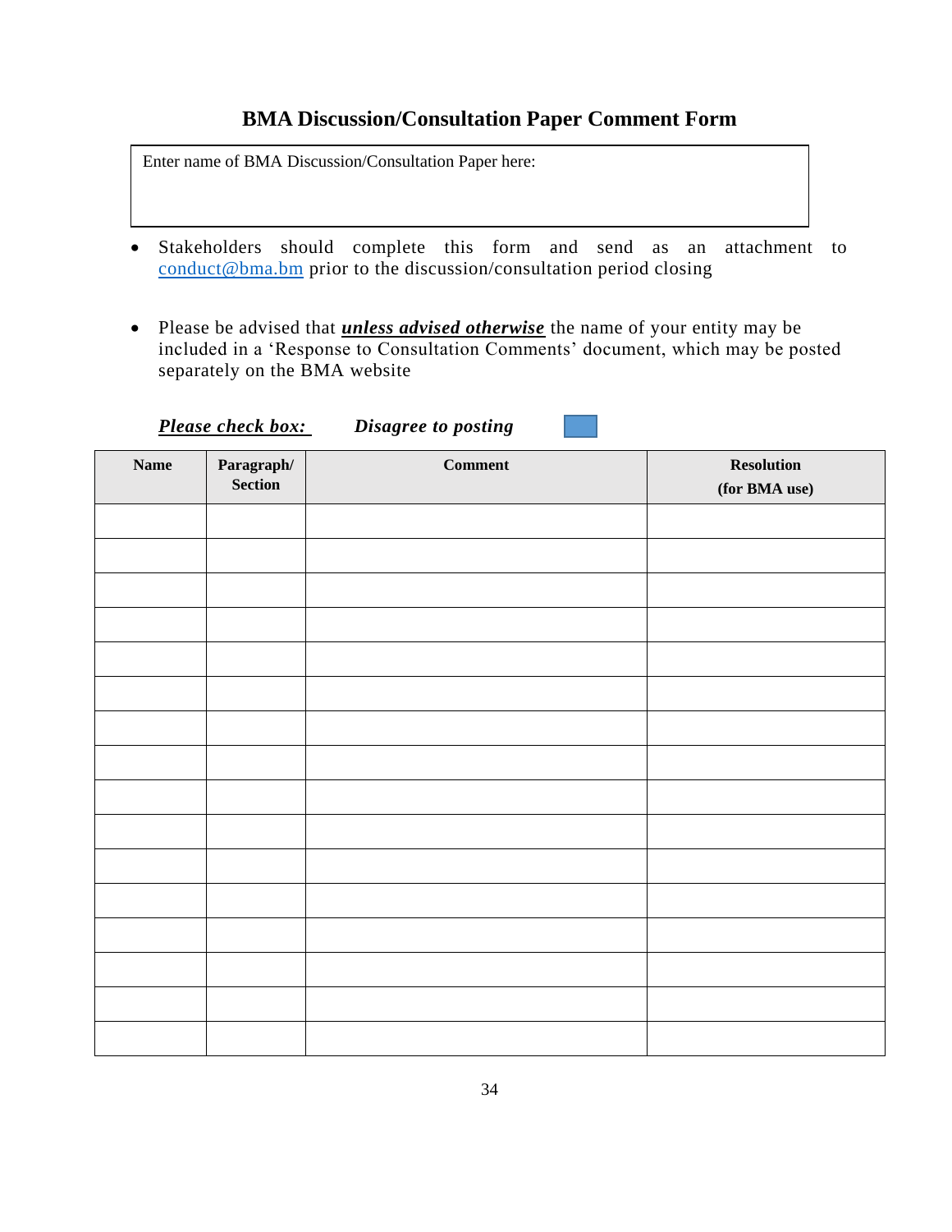# BMA Discussion/Consultation Paper Comment Form

| Enter name of BMA Discussion/Consultation Paper here: |
|---|
| |

- Stakeholders should complete this form and send as an attachment to conduct@bma.bm prior to the discussion/consultation period closing

- Please be advised that ***unless advised otherwise*** the name of your entity may be included in a 'Response to Consultation Comments' document, which may be posted separately on the BMA website

***Please check box:*** ***Disagree to posting*** ☐

| Name | Paragraph/ Section | Comment | Resolution (for BMA use) |
|---|---|---|---|
| | | | |
| | | | |
| | | | |
| | | | |
| | | | |
| | | | |
| | | | |
| | | | |
| | | | |
| | | | |
| | | | |
| | | | |
| | | | |
| | | | |
| | | | |
| | | | |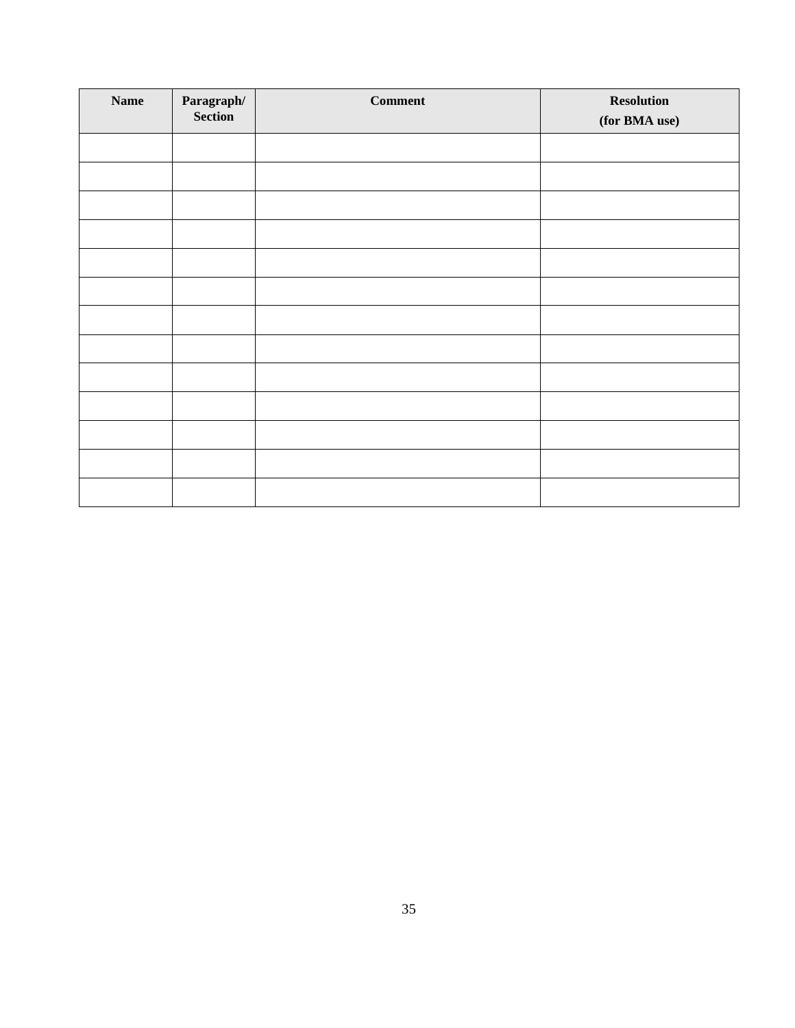| Name | Paragraph/ Section | Comment | Resolution (for BMA use) |
| --- | --- | --- | --- |
| | | | |
| | | | |
| | | | |
| | | | |
| | | | |
| | | | |
| | | | |
| | | | |
| | | | |
| | | | |
| | | | |
| | | | |
| | | | |